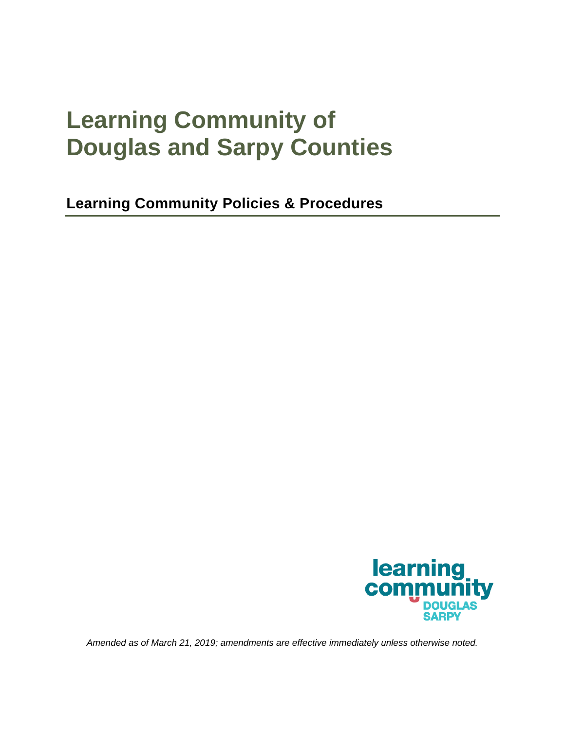# Learning Community of Douglas and Sarpy Counties

## Learning Community Policies & Procedures

*Amended as of March 21, 2019; amendments are effective immediately unless otherwise noted.*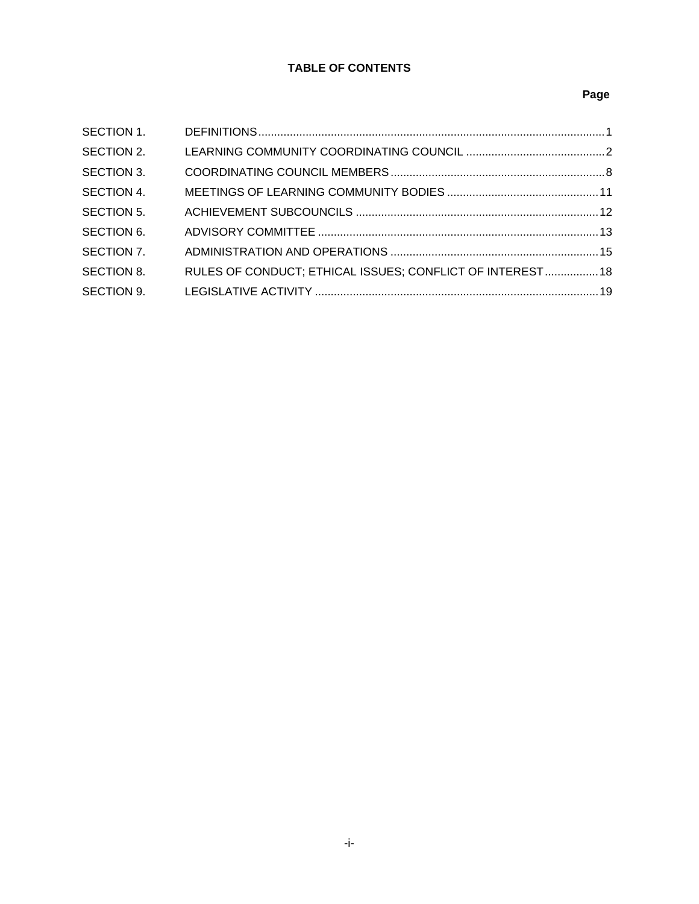# TABLE OF CONTENTS

| | | Page |
|---|---|---|
| SECTION 1. | DEFINITIONS | 1 |
| SECTION 2. | LEARNING COMMUNITY COORDINATING COUNCIL | 2 |
| SECTION 3. | COORDINATING COUNCIL MEMBERS | 8 |
| SECTION 4. | MEETINGS OF LEARNING COMMUNITY BODIES | 11 |
| SECTION 5. | ACHIEVEMENT SUBCOUNCILS | 12 |
| SECTION 6. | ADVISORY COMMITTEE | 13 |
| SECTION 7. | ADMINISTRATION AND OPERATIONS | 15 |
| SECTION 8. | RULES OF CONDUCT; ETHICAL ISSUES; CONFLICT OF INTEREST | 18 |
| SECTION 9. | LEGISLATIVE ACTIVITY | 19 |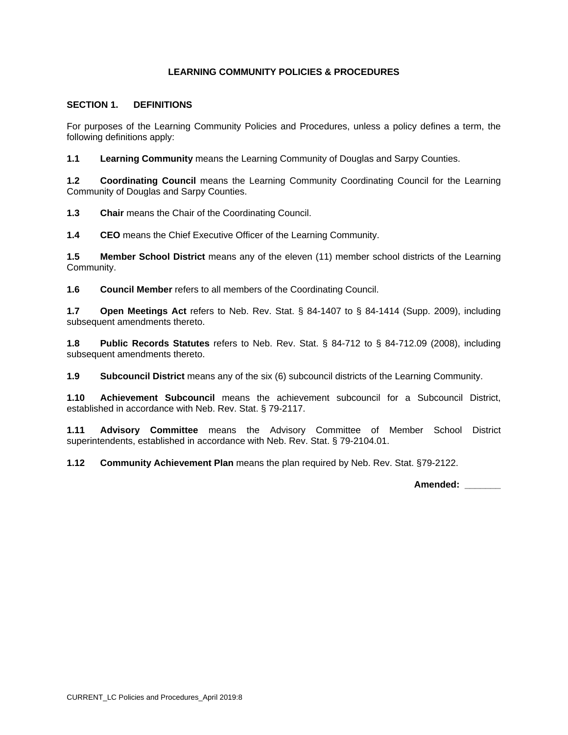# LEARNING COMMUNITY POLICIES & PROCEDURES

## SECTION 1. DEFINITIONS

For purposes of the Learning Community Policies and Procedures, unless a policy defines a term, the following definitions apply:

**1.1 Learning Community** means the Learning Community of Douglas and Sarpy Counties.

**1.2 Coordinating Council** means the Learning Community Coordinating Council for the Learning Community of Douglas and Sarpy Counties.

**1.3 Chair** means the Chair of the Coordinating Council.

**1.4 CEO** means the Chief Executive Officer of the Learning Community.

**1.5 Member School District** means any of the eleven (11) member school districts of the Learning Community.

**1.6 Council Member** refers to all members of the Coordinating Council.

**1.7 Open Meetings Act** refers to Neb. Rev. Stat. § 84-1407 to § 84-1414 (Supp. 2009), including subsequent amendments thereto.

**1.8 Public Records Statutes** refers to Neb. Rev. Stat. § 84-712 to § 84-712.09 (2008), including subsequent amendments thereto.

**1.9 Subcouncil District** means any of the six (6) subcouncil districts of the Learning Community.

**1.10 Achievement Subcouncil** means the achievement subcouncil for a Subcouncil District, established in accordance with Neb. Rev. Stat. § 79-2117.

**1.11 Advisory Committee** means the Advisory Committee of Member School District superintendents, established in accordance with Neb. Rev. Stat. § 79-2104.01.

**1.12 Community Achievement Plan** means the plan required by Neb. Rev. Stat. §79-2122.

**Amended: _______**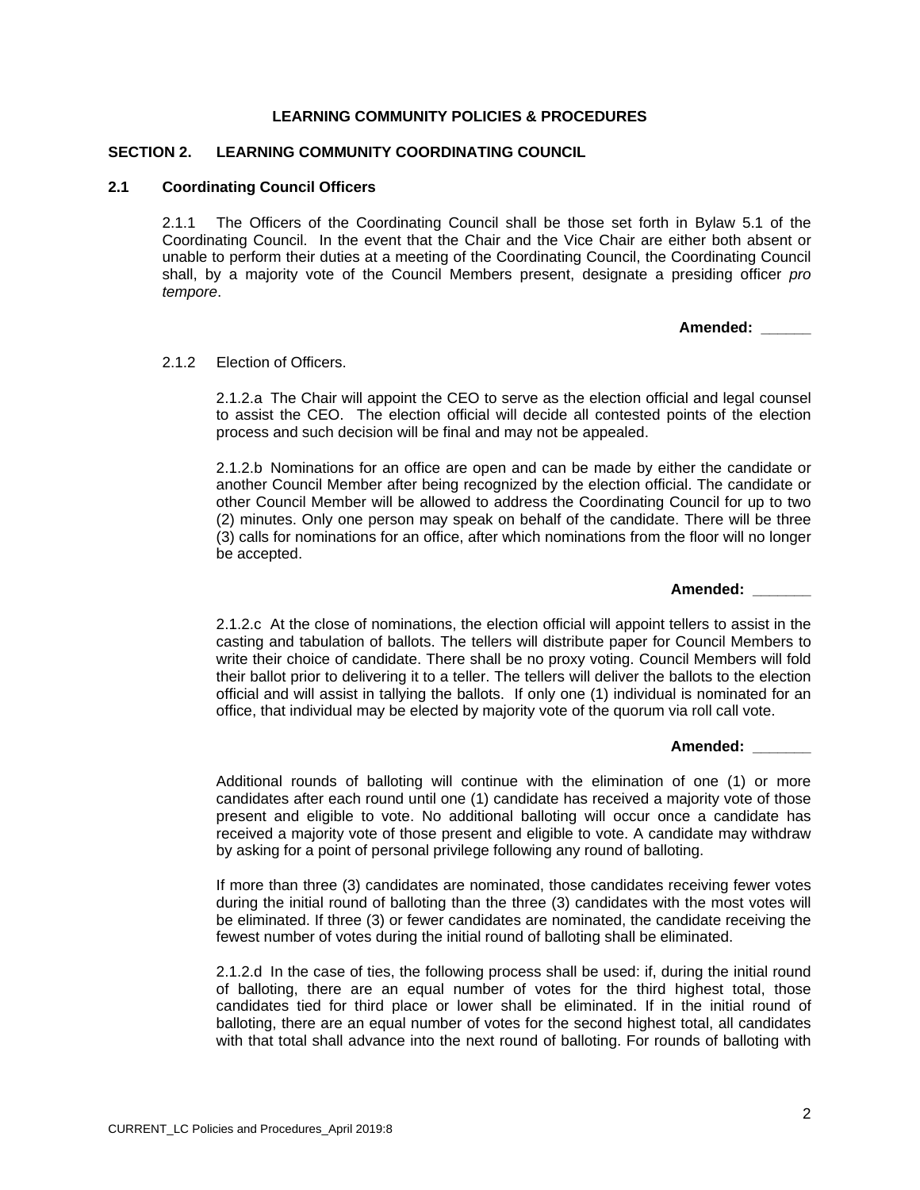**LEARNING COMMUNITY POLICIES & PROCEDURES**

## SECTION 2. LEARNING COMMUNITY COORDINATING COUNCIL

### 2.1 Coordinating Council Officers

2.1.1 The Officers of the Coordinating Council shall be those set forth in Bylaw 5.1 of the Coordinating Council. In the event that the Chair and the Vice Chair are either both absent or unable to perform their duties at a meeting of the Coordinating Council, the Coordinating Council shall, by a majority vote of the Council Members present, designate a presiding officer *pro tempore*.

**Amended: ______**

2.1.2 Election of Officers.

2.1.2.a The Chair will appoint the CEO to serve as the election official and legal counsel to assist the CEO. The election official will decide all contested points of the election process and such decision will be final and may not be appealed.

2.1.2.b Nominations for an office are open and can be made by either the candidate or another Council Member after being recognized by the election official. The candidate or other Council Member will be allowed to address the Coordinating Council for up to two (2) minutes. Only one person may speak on behalf of the candidate. There will be three (3) calls for nominations for an office, after which nominations from the floor will no longer be accepted.

**Amended: _______**

2.1.2.c At the close of nominations, the election official will appoint tellers to assist in the casting and tabulation of ballots. The tellers will distribute paper for Council Members to write their choice of candidate. There shall be no proxy voting. Council Members will fold their ballot prior to delivering it to a teller. The tellers will deliver the ballots to the election official and will assist in tallying the ballots. If only one (1) individual is nominated for an office, that individual may be elected by majority vote of the quorum via roll call vote.

**Amended: _______**

Additional rounds of balloting will continue with the elimination of one (1) or more candidates after each round until one (1) candidate has received a majority vote of those present and eligible to vote. No additional balloting will occur once a candidate has received a majority vote of those present and eligible to vote. A candidate may withdraw by asking for a point of personal privilege following any round of balloting.

If more than three (3) candidates are nominated, those candidates receiving fewer votes during the initial round of balloting than the three (3) candidates with the most votes will be eliminated. If three (3) or fewer candidates are nominated, the candidate receiving the fewest number of votes during the initial round of balloting shall be eliminated.

2.1.2.d In the case of ties, the following process shall be used: if, during the initial round of balloting, there are an equal number of votes for the third highest total, those candidates tied for third place or lower shall be eliminated. If in the initial round of balloting, there are an equal number of votes for the second highest total, all candidates with that total shall advance into the next round of balloting. For rounds of balloting with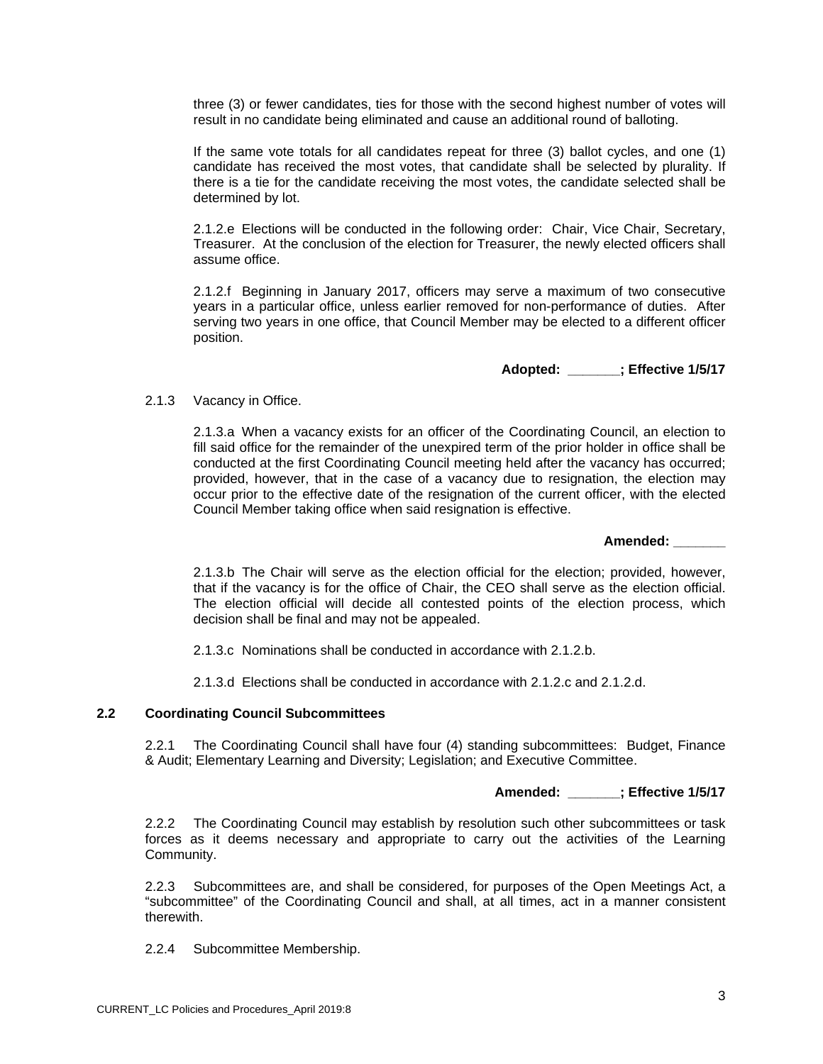three (3) or fewer candidates, ties for those with the second highest number of votes will result in no candidate being eliminated and cause an additional round of balloting.

If the same vote totals for all candidates repeat for three (3) ballot cycles, and one (1) candidate has received the most votes, that candidate shall be selected by plurality. If there is a tie for the candidate receiving the most votes, the candidate selected shall be determined by lot.

2.1.2.e Elections will be conducted in the following order: Chair, Vice Chair, Secretary, Treasurer. At the conclusion of the election for Treasurer, the newly elected officers shall assume office.

2.1.2.f Beginning in January 2017, officers may serve a maximum of two consecutive years in a particular office, unless earlier removed for non-performance of duties. After serving two years in one office, that Council Member may be elected to a different officer position.

**Adopted: _______; Effective 1/5/17**

2.1.3 Vacancy in Office.

2.1.3.a When a vacancy exists for an officer of the Coordinating Council, an election to fill said office for the remainder of the unexpired term of the prior holder in office shall be conducted at the first Coordinating Council meeting held after the vacancy has occurred; provided, however, that in the case of a vacancy due to resignation, the election may occur prior to the effective date of the resignation of the current officer, with the elected Council Member taking office when said resignation is effective.

**Amended: _______**

2.1.3.b The Chair will serve as the election official for the election; provided, however, that if the vacancy is for the office of Chair, the CEO shall serve as the election official. The election official will decide all contested points of the election process, which decision shall be final and may not be appealed.

2.1.3.c Nominations shall be conducted in accordance with 2.1.2.b.

2.1.3.d Elections shall be conducted in accordance with 2.1.2.c and 2.1.2.d.

## 2.2 Coordinating Council Subcommittees

2.2.1 The Coordinating Council shall have four (4) standing subcommittees: Budget, Finance & Audit; Elementary Learning and Diversity; Legislation; and Executive Committee.

**Amended: _______; Effective 1/5/17**

2.2.2 The Coordinating Council may establish by resolution such other subcommittees or task forces as it deems necessary and appropriate to carry out the activities of the Learning Community.

2.2.3 Subcommittees are, and shall be considered, for purposes of the Open Meetings Act, a "subcommittee" of the Coordinating Council and shall, at all times, act in a manner consistent therewith.

2.2.4 Subcommittee Membership.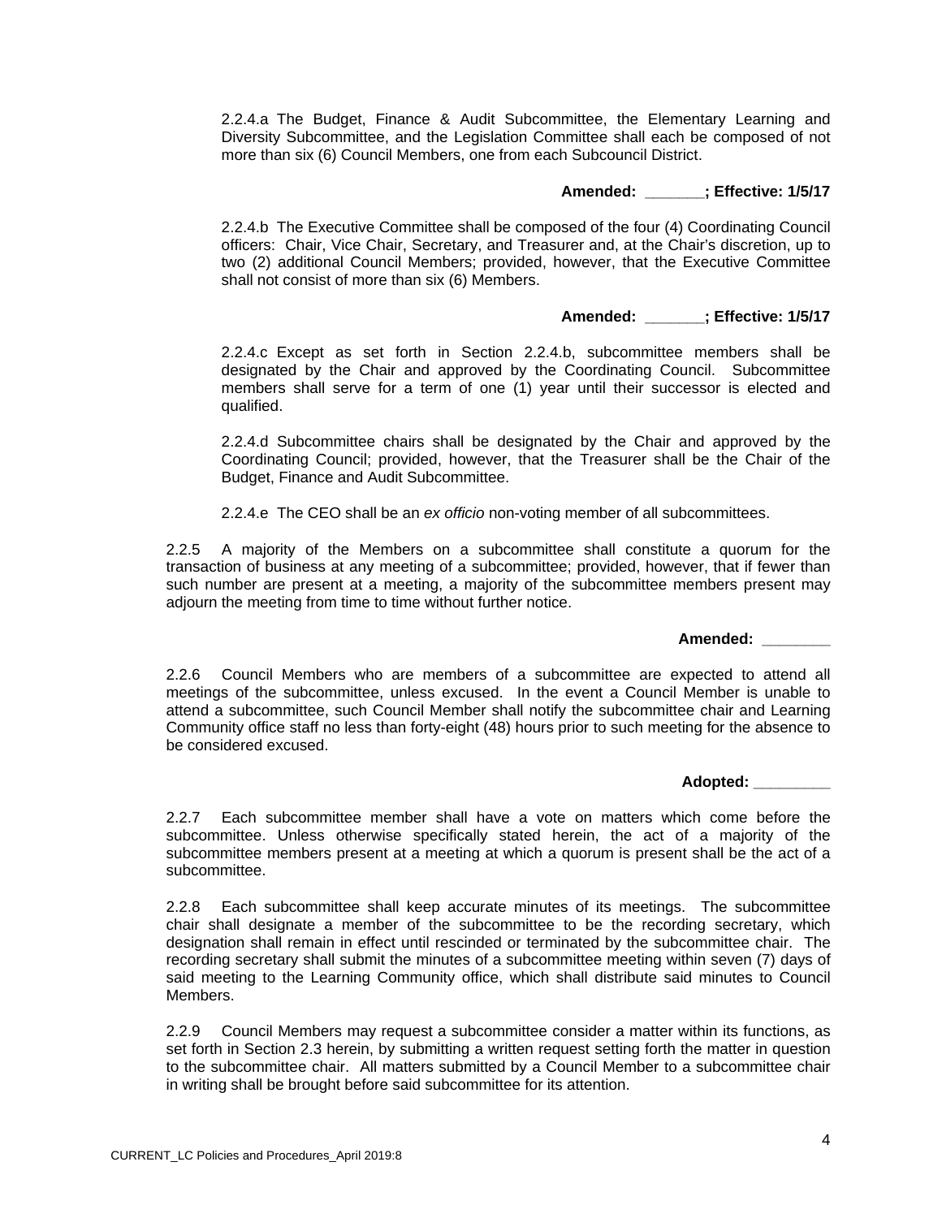2.2.4.a The Budget, Finance & Audit Subcommittee, the Elementary Learning and Diversity Subcommittee, and the Legislation Committee shall each be composed of not more than six (6) Council Members, one from each Subcouncil District.

**Amended: _______; Effective: 1/5/17**

2.2.4.b The Executive Committee shall be composed of the four (4) Coordinating Council officers: Chair, Vice Chair, Secretary, and Treasurer and, at the Chair's discretion, up to two (2) additional Council Members; provided, however, that the Executive Committee shall not consist of more than six (6) Members.

**Amended: _______; Effective: 1/5/17**

2.2.4.c Except as set forth in Section 2.2.4.b, subcommittee members shall be designated by the Chair and approved by the Coordinating Council. Subcommittee members shall serve for a term of one (1) year until their successor is elected and qualified.

2.2.4.d Subcommittee chairs shall be designated by the Chair and approved by the Coordinating Council; provided, however, that the Treasurer shall be the Chair of the Budget, Finance and Audit Subcommittee.

2.2.4.e The CEO shall be an *ex officio* non-voting member of all subcommittees.

2.2.5 A majority of the Members on a subcommittee shall constitute a quorum for the transaction of business at any meeting of a subcommittee; provided, however, that if fewer than such number are present at a meeting, a majority of the subcommittee members present may adjourn the meeting from time to time without further notice.

**Amended: ________**

2.2.6 Council Members who are members of a subcommittee are expected to attend all meetings of the subcommittee, unless excused. In the event a Council Member is unable to attend a subcommittee, such Council Member shall notify the subcommittee chair and Learning Community office staff no less than forty-eight (48) hours prior to such meeting for the absence to be considered excused.

**Adopted: _________**

2.2.7 Each subcommittee member shall have a vote on matters which come before the subcommittee. Unless otherwise specifically stated herein, the act of a majority of the subcommittee members present at a meeting at which a quorum is present shall be the act of a subcommittee.

2.2.8 Each subcommittee shall keep accurate minutes of its meetings. The subcommittee chair shall designate a member of the subcommittee to be the recording secretary, which designation shall remain in effect until rescinded or terminated by the subcommittee chair. The recording secretary shall submit the minutes of a subcommittee meeting within seven (7) days of said meeting to the Learning Community office, which shall distribute said minutes to Council Members.

2.2.9 Council Members may request a subcommittee consider a matter within its functions, as set forth in Section 2.3 herein, by submitting a written request setting forth the matter in question to the subcommittee chair. All matters submitted by a Council Member to a subcommittee chair in writing shall be brought before said subcommittee for its attention.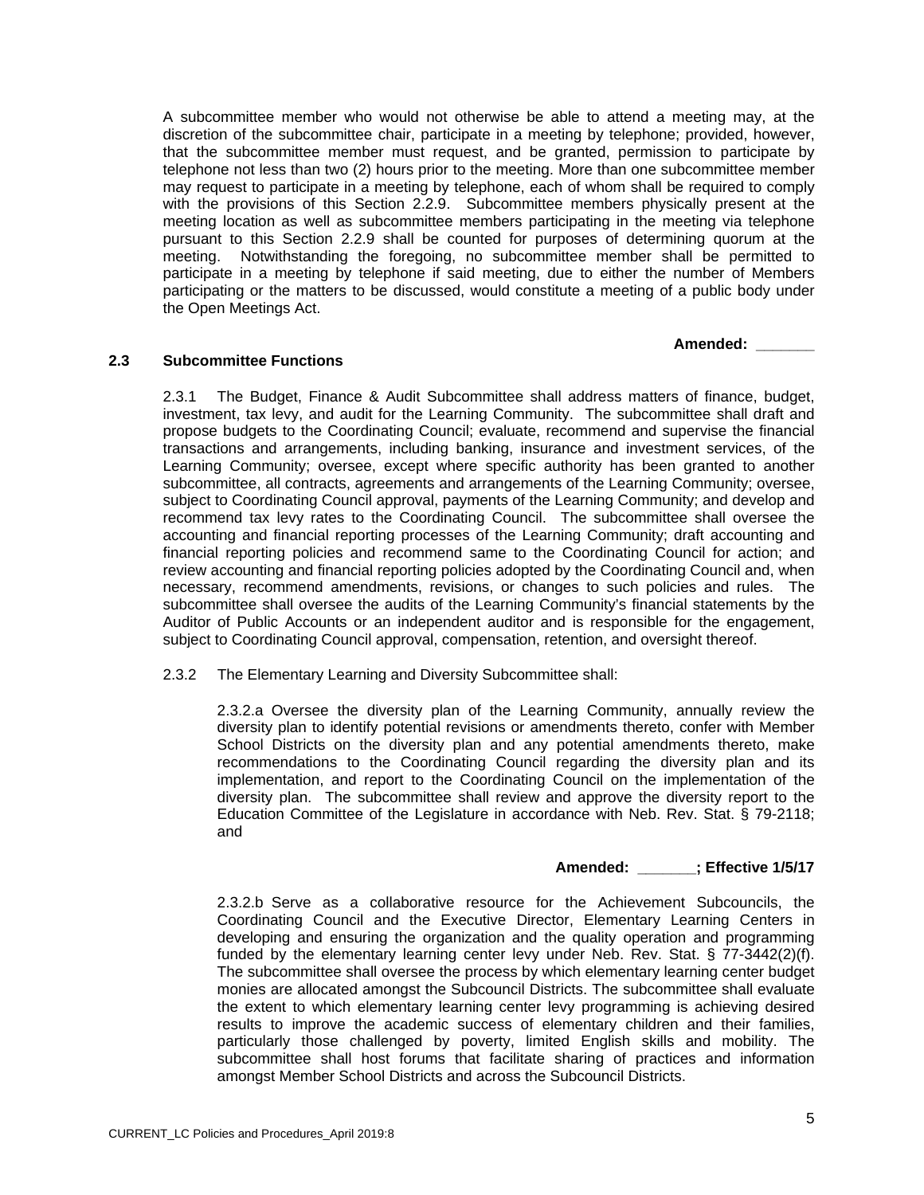A subcommittee member who would not otherwise be able to attend a meeting may, at the discretion of the subcommittee chair, participate in a meeting by telephone; provided, however, that the subcommittee member must request, and be granted, permission to participate by telephone not less than two (2) hours prior to the meeting. More than one subcommittee member may request to participate in a meeting by telephone, each of whom shall be required to comply with the provisions of this Section 2.2.9. Subcommittee members physically present at the meeting location as well as subcommittee members participating in the meeting via telephone pursuant to this Section 2.2.9 shall be counted for purposes of determining quorum at the meeting. Notwithstanding the foregoing, no subcommittee member shall be permitted to participate in a meeting by telephone if said meeting, due to either the number of Members participating or the matters to be discussed, would constitute a meeting of a public body under the Open Meetings Act.

**Amended: _______**

### 2.3 Subcommittee Functions

2.3.1 The Budget, Finance & Audit Subcommittee shall address matters of finance, budget, investment, tax levy, and audit for the Learning Community. The subcommittee shall draft and propose budgets to the Coordinating Council; evaluate, recommend and supervise the financial transactions and arrangements, including banking, insurance and investment services, of the Learning Community; oversee, except where specific authority has been granted to another subcommittee, all contracts, agreements and arrangements of the Learning Community; oversee, subject to Coordinating Council approval, payments of the Learning Community; and develop and recommend tax levy rates to the Coordinating Council. The subcommittee shall oversee the accounting and financial reporting processes of the Learning Community; draft accounting and financial reporting policies and recommend same to the Coordinating Council for action; and review accounting and financial reporting policies adopted by the Coordinating Council and, when necessary, recommend amendments, revisions, or changes to such policies and rules. The subcommittee shall oversee the audits of the Learning Community's financial statements by the Auditor of Public Accounts or an independent auditor and is responsible for the engagement, subject to Coordinating Council approval, compensation, retention, and oversight thereof.

2.3.2 The Elementary Learning and Diversity Subcommittee shall:

2.3.2.a Oversee the diversity plan of the Learning Community, annually review the diversity plan to identify potential revisions or amendments thereto, confer with Member School Districts on the diversity plan and any potential amendments thereto, make recommendations to the Coordinating Council regarding the diversity plan and its implementation, and report to the Coordinating Council on the implementation of the diversity plan. The subcommittee shall review and approve the diversity report to the Education Committee of the Legislature in accordance with Neb. Rev. Stat. § 79-2118; and

**Amended: _______; Effective 1/5/17**

2.3.2.b Serve as a collaborative resource for the Achievement Subcouncils, the Coordinating Council and the Executive Director, Elementary Learning Centers in developing and ensuring the organization and the quality operation and programming funded by the elementary learning center levy under Neb. Rev. Stat. § 77-3442(2)(f). The subcommittee shall oversee the process by which elementary learning center budget monies are allocated amongst the Subcouncil Districts. The subcommittee shall evaluate the extent to which elementary learning center levy programming is achieving desired results to improve the academic success of elementary children and their families, particularly those challenged by poverty, limited English skills and mobility. The subcommittee shall host forums that facilitate sharing of practices and information amongst Member School Districts and across the Subcouncil Districts.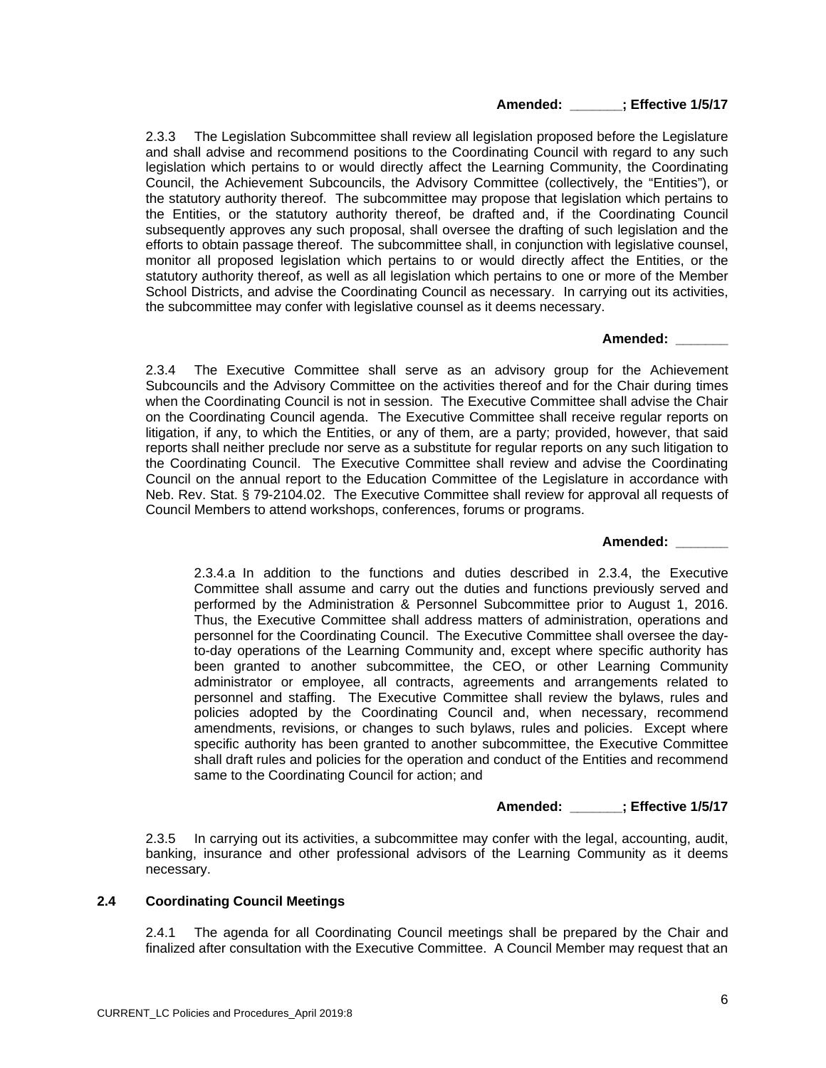**Amended: _______; Effective 1/5/17**

2.3.3 The Legislation Subcommittee shall review all legislation proposed before the Legislature and shall advise and recommend positions to the Coordinating Council with regard to any such legislation which pertains to or would directly affect the Learning Community, the Coordinating Council, the Achievement Subcouncils, the Advisory Committee (collectively, the "Entities"), or the statutory authority thereof. The subcommittee may propose that legislation which pertains to the Entities, or the statutory authority thereof, be drafted and, if the Coordinating Council subsequently approves any such proposal, shall oversee the drafting of such legislation and the efforts to obtain passage thereof. The subcommittee shall, in conjunction with legislative counsel, monitor all proposed legislation which pertains to or would directly affect the Entities, or the statutory authority thereof, as well as all legislation which pertains to one or more of the Member School Districts, and advise the Coordinating Council as necessary. In carrying out its activities, the subcommittee may confer with legislative counsel as it deems necessary.

**Amended: _______**

2.3.4 The Executive Committee shall serve as an advisory group for the Achievement Subcouncils and the Advisory Committee on the activities thereof and for the Chair during times when the Coordinating Council is not in session. The Executive Committee shall advise the Chair on the Coordinating Council agenda. The Executive Committee shall receive regular reports on litigation, if any, to which the Entities, or any of them, are a party; provided, however, that said reports shall neither preclude nor serve as a substitute for regular reports on any such litigation to the Coordinating Council. The Executive Committee shall review and advise the Coordinating Council on the annual report to the Education Committee of the Legislature in accordance with Neb. Rev. Stat. § 79-2104.02. The Executive Committee shall review for approval all requests of Council Members to attend workshops, conferences, forums or programs.

**Amended: _______**

2.3.4.a In addition to the functions and duties described in 2.3.4, the Executive Committee shall assume and carry out the duties and functions previously served and performed by the Administration & Personnel Subcommittee prior to August 1, 2016. Thus, the Executive Committee shall address matters of administration, operations and personnel for the Coordinating Council. The Executive Committee shall oversee the day-to-day operations of the Learning Community and, except where specific authority has been granted to another subcommittee, the CEO, or other Learning Community administrator or employee, all contracts, agreements and arrangements related to personnel and staffing. The Executive Committee shall review the bylaws, rules and policies adopted by the Coordinating Council and, when necessary, recommend amendments, revisions, or changes to such bylaws, rules and policies. Except where specific authority has been granted to another subcommittee, the Executive Committee shall draft rules and policies for the operation and conduct of the Entities and recommend same to the Coordinating Council for action; and

**Amended: _______; Effective 1/5/17**

2.3.5 In carrying out its activities, a subcommittee may confer with the legal, accounting, audit, banking, insurance and other professional advisors of the Learning Community as it deems necessary.

## 2.4 Coordinating Council Meetings

2.4.1 The agenda for all Coordinating Council meetings shall be prepared by the Chair and finalized after consultation with the Executive Committee. A Council Member may request that an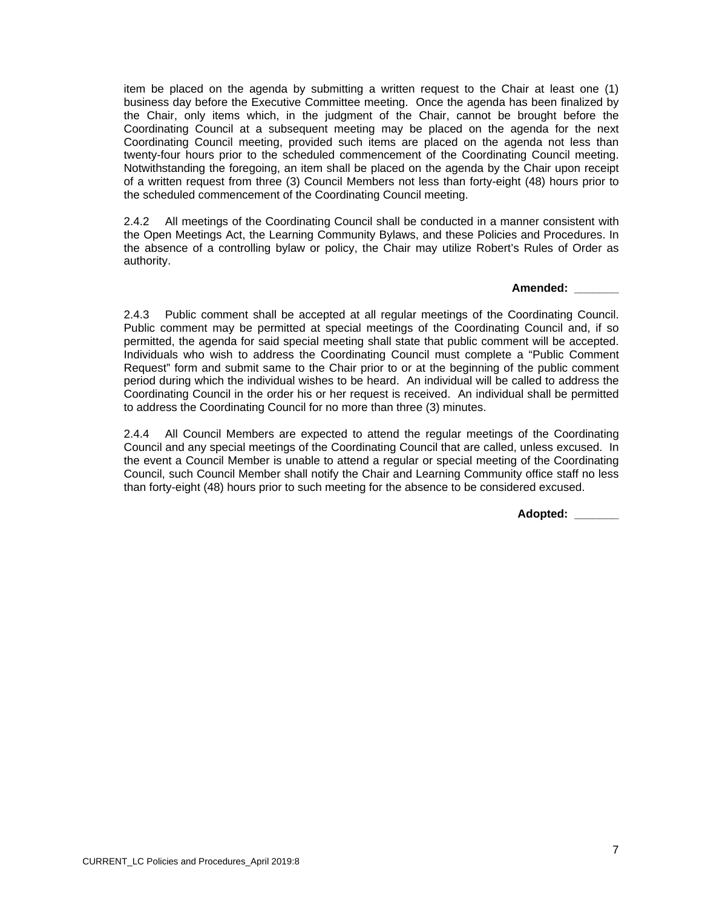item be placed on the agenda by submitting a written request to the Chair at least one (1) business day before the Executive Committee meeting. Once the agenda has been finalized by the Chair, only items which, in the judgment of the Chair, cannot be brought before the Coordinating Council at a subsequent meeting may be placed on the agenda for the next Coordinating Council meeting, provided such items are placed on the agenda not less than twenty-four hours prior to the scheduled commencement of the Coordinating Council meeting. Notwithstanding the foregoing, an item shall be placed on the agenda by the Chair upon receipt of a written request from three (3) Council Members not less than forty-eight (48) hours prior to the scheduled commencement of the Coordinating Council meeting.

2.4.2 All meetings of the Coordinating Council shall be conducted in a manner consistent with the Open Meetings Act, the Learning Community Bylaws, and these Policies and Procedures. In the absence of a controlling bylaw or policy, the Chair may utilize Robert's Rules of Order as authority.

**Amended: _______**

2.4.3 Public comment shall be accepted at all regular meetings of the Coordinating Council. Public comment may be permitted at special meetings of the Coordinating Council and, if so permitted, the agenda for said special meeting shall state that public comment will be accepted. Individuals who wish to address the Coordinating Council must complete a "Public Comment Request" form and submit same to the Chair prior to or at the beginning of the public comment period during which the individual wishes to be heard. An individual will be called to address the Coordinating Council in the order his or her request is received. An individual shall be permitted to address the Coordinating Council for no more than three (3) minutes.

2.4.4 All Council Members are expected to attend the regular meetings of the Coordinating Council and any special meetings of the Coordinating Council that are called, unless excused. In the event a Council Member is unable to attend a regular or special meeting of the Coordinating Council, such Council Member shall notify the Chair and Learning Community office staff no less than forty-eight (48) hours prior to such meeting for the absence to be considered excused.

**Adopted: _______**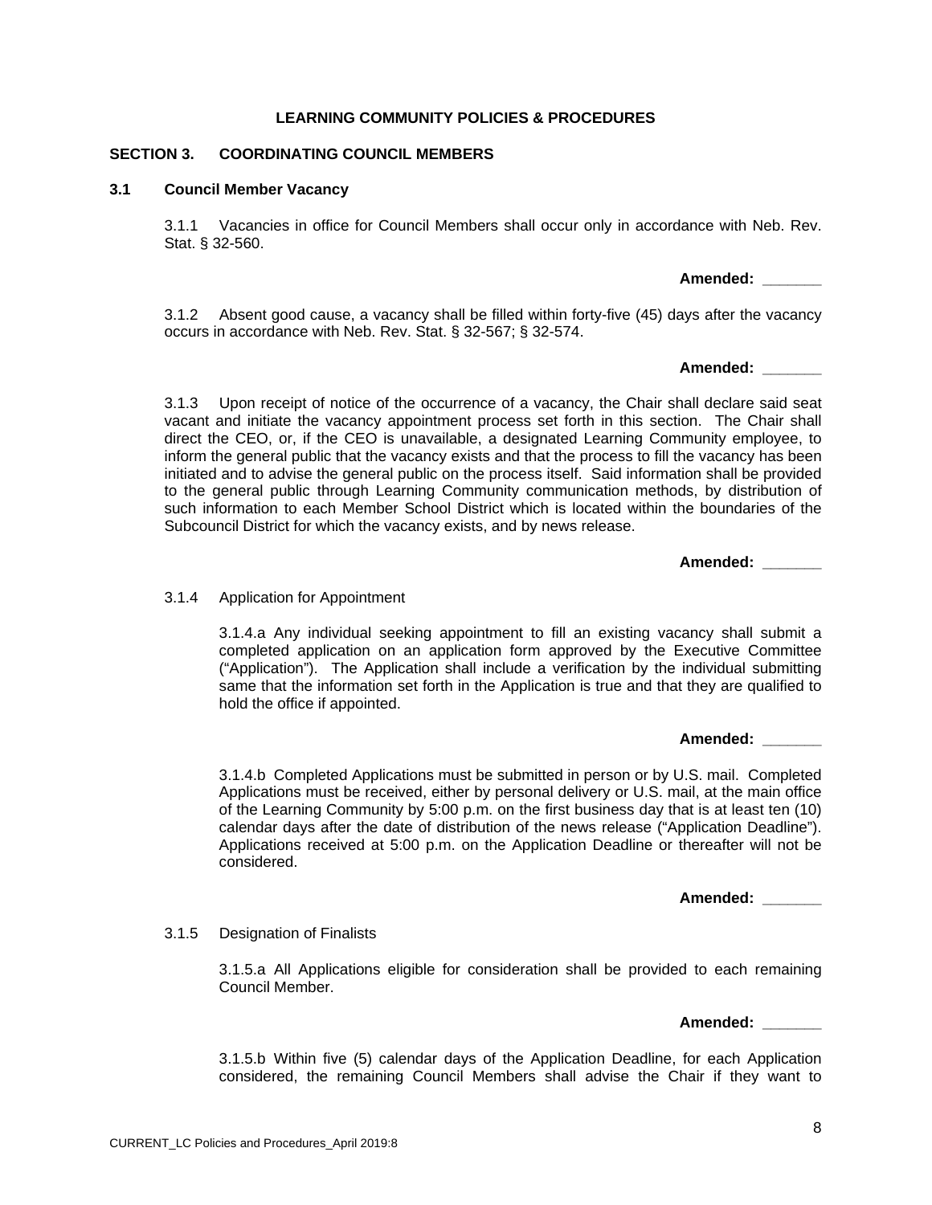**LEARNING COMMUNITY POLICIES & PROCEDURES**

## SECTION 3. COORDINATING COUNCIL MEMBERS

### 3.1 Council Member Vacancy

3.1.1 Vacancies in office for Council Members shall occur only in accordance with Neb. Rev. Stat. § 32-560.

**Amended: _______**

3.1.2 Absent good cause, a vacancy shall be filled within forty-five (45) days after the vacancy occurs in accordance with Neb. Rev. Stat. § 32-567; § 32-574.

**Amended: _______**

3.1.3 Upon receipt of notice of the occurrence of a vacancy, the Chair shall declare said seat vacant and initiate the vacancy appointment process set forth in this section. The Chair shall direct the CEO, or, if the CEO is unavailable, a designated Learning Community employee, to inform the general public that the vacancy exists and that the process to fill the vacancy has been initiated and to advise the general public on the process itself. Said information shall be provided to the general public through Learning Community communication methods, by distribution of such information to each Member School District which is located within the boundaries of the Subcouncil District for which the vacancy exists, and by news release.

**Amended: _______**

3.1.4 Application for Appointment

3.1.4.a Any individual seeking appointment to fill an existing vacancy shall submit a completed application on an application form approved by the Executive Committee ("Application"). The Application shall include a verification by the individual submitting same that the information set forth in the Application is true and that they are qualified to hold the office if appointed.

**Amended: _______**

3.1.4.b Completed Applications must be submitted in person or by U.S. mail. Completed Applications must be received, either by personal delivery or U.S. mail, at the main office of the Learning Community by 5:00 p.m. on the first business day that is at least ten (10) calendar days after the date of distribution of the news release ("Application Deadline"). Applications received at 5:00 p.m. on the Application Deadline or thereafter will not be considered.

**Amended: _______**

3.1.5 Designation of Finalists

3.1.5.a All Applications eligible for consideration shall be provided to each remaining Council Member.

**Amended: _______**

3.1.5.b Within five (5) calendar days of the Application Deadline, for each Application considered, the remaining Council Members shall advise the Chair if they want to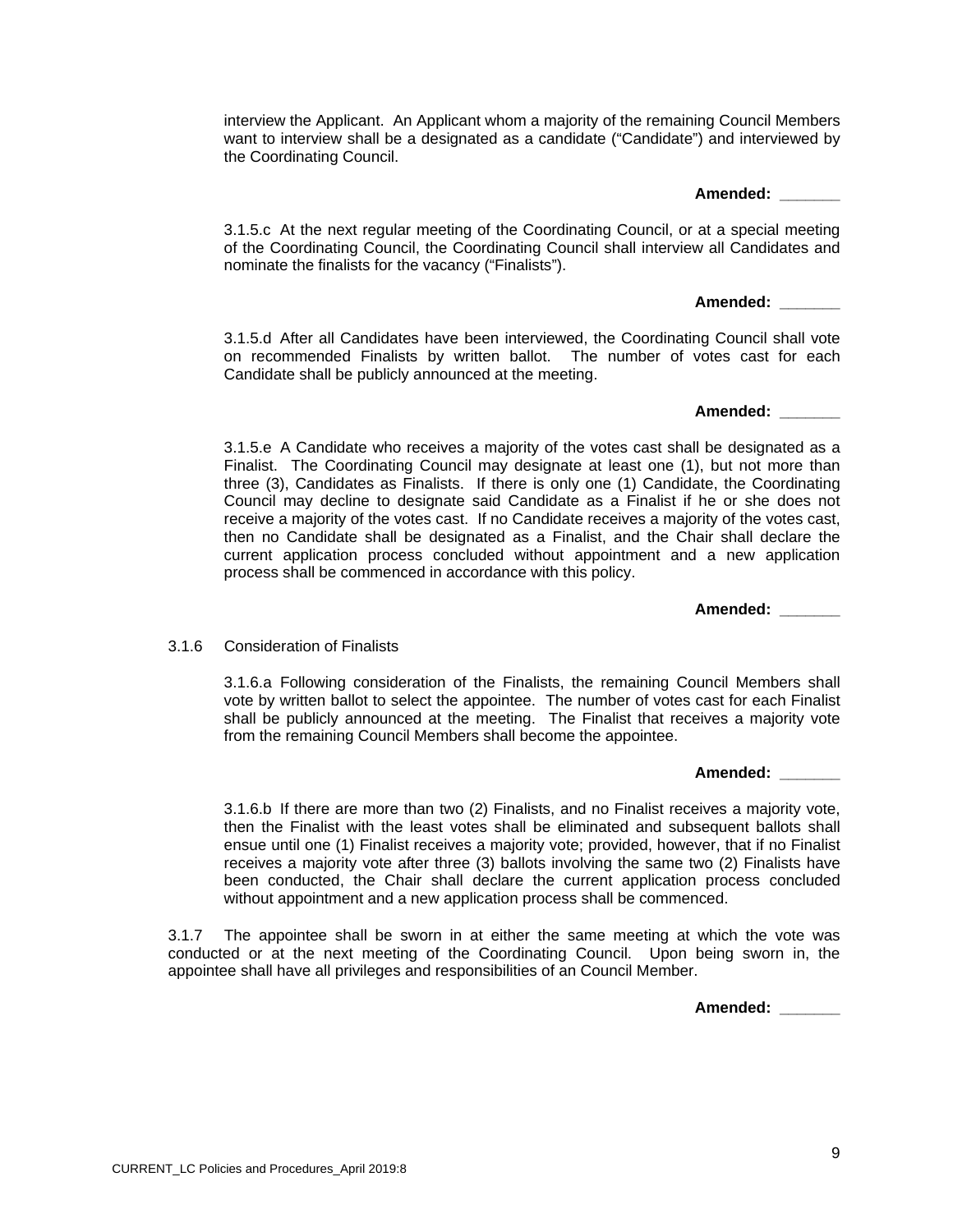interview the Applicant. An Applicant whom a majority of the remaining Council Members want to interview shall be a designated as a candidate ("Candidate") and interviewed by the Coordinating Council.

**Amended: _______**

3.1.5.c At the next regular meeting of the Coordinating Council, or at a special meeting of the Coordinating Council, the Coordinating Council shall interview all Candidates and nominate the finalists for the vacancy ("Finalists").

**Amended: _______**

3.1.5.d After all Candidates have been interviewed, the Coordinating Council shall vote on recommended Finalists by written ballot. The number of votes cast for each Candidate shall be publicly announced at the meeting.

**Amended: _______**

3.1.5.e A Candidate who receives a majority of the votes cast shall be designated as a Finalist. The Coordinating Council may designate at least one (1), but not more than three (3), Candidates as Finalists. If there is only one (1) Candidate, the Coordinating Council may decline to designate said Candidate as a Finalist if he or she does not receive a majority of the votes cast. If no Candidate receives a majority of the votes cast, then no Candidate shall be designated as a Finalist, and the Chair shall declare the current application process concluded without appointment and a new application process shall be commenced in accordance with this policy.

**Amended: _______**

3.1.6 Consideration of Finalists

3.1.6.a Following consideration of the Finalists, the remaining Council Members shall vote by written ballot to select the appointee. The number of votes cast for each Finalist shall be publicly announced at the meeting. The Finalist that receives a majority vote from the remaining Council Members shall become the appointee.

**Amended: _______**

3.1.6.b If there are more than two (2) Finalists, and no Finalist receives a majority vote, then the Finalist with the least votes shall be eliminated and subsequent ballots shall ensue until one (1) Finalist receives a majority vote; provided, however, that if no Finalist receives a majority vote after three (3) ballots involving the same two (2) Finalists have been conducted, the Chair shall declare the current application process concluded without appointment and a new application process shall be commenced.

3.1.7 The appointee shall be sworn in at either the same meeting at which the vote was conducted or at the next meeting of the Coordinating Council. Upon being sworn in, the appointee shall have all privileges and responsibilities of an Council Member.

**Amended: _______**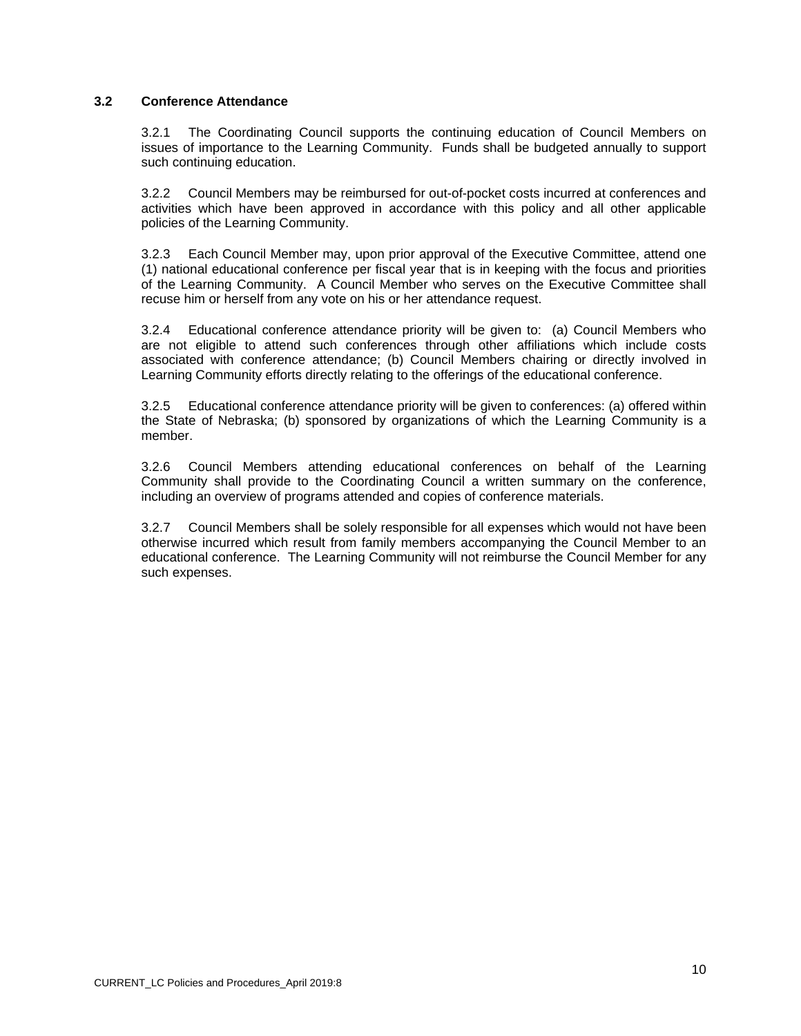### 3.2 Conference Attendance

3.2.1 The Coordinating Council supports the continuing education of Council Members on issues of importance to the Learning Community. Funds shall be budgeted annually to support such continuing education.

3.2.2 Council Members may be reimbursed for out-of-pocket costs incurred at conferences and activities which have been approved in accordance with this policy and all other applicable policies of the Learning Community.

3.2.3 Each Council Member may, upon prior approval of the Executive Committee, attend one (1) national educational conference per fiscal year that is in keeping with the focus and priorities of the Learning Community. A Council Member who serves on the Executive Committee shall recuse him or herself from any vote on his or her attendance request.

3.2.4 Educational conference attendance priority will be given to: (a) Council Members who are not eligible to attend such conferences through other affiliations which include costs associated with conference attendance; (b) Council Members chairing or directly involved in Learning Community efforts directly relating to the offerings of the educational conference.

3.2.5 Educational conference attendance priority will be given to conferences: (a) offered within the State of Nebraska; (b) sponsored by organizations of which the Learning Community is a member.

3.2.6 Council Members attending educational conferences on behalf of the Learning Community shall provide to the Coordinating Council a written summary on the conference, including an overview of programs attended and copies of conference materials.

3.2.7 Council Members shall be solely responsible for all expenses which would not have been otherwise incurred which result from family members accompanying the Council Member to an educational conference. The Learning Community will not reimburse the Council Member for any such expenses.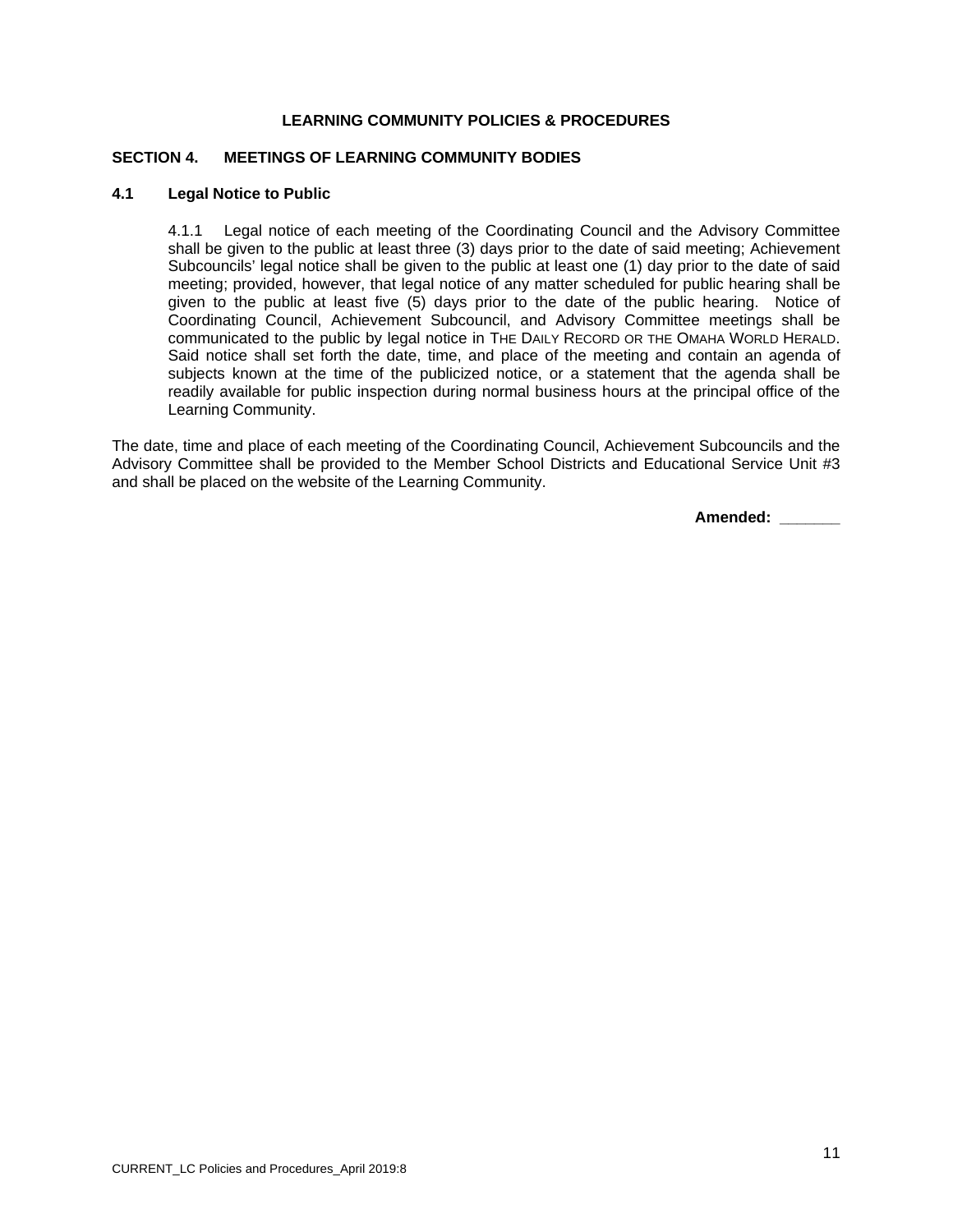**LEARNING COMMUNITY POLICIES & PROCEDURES**

## SECTION 4. MEETINGS OF LEARNING COMMUNITY BODIES

### 4.1 Legal Notice to Public

4.1.1 Legal notice of each meeting of the Coordinating Council and the Advisory Committee shall be given to the public at least three (3) days prior to the date of said meeting; Achievement Subcouncils' legal notice shall be given to the public at least one (1) day prior to the date of said meeting; provided, however, that legal notice of any matter scheduled for public hearing shall be given to the public at least five (5) days prior to the date of the public hearing. Notice of Coordinating Council, Achievement Subcouncil, and Advisory Committee meetings shall be communicated to the public by legal notice in THE DAILY RECORD OR THE OMAHA WORLD HERALD. Said notice shall set forth the date, time, and place of the meeting and contain an agenda of subjects known at the time of the publicized notice, or a statement that the agenda shall be readily available for public inspection during normal business hours at the principal office of the Learning Community.

The date, time and place of each meeting of the Coordinating Council, Achievement Subcouncils and the Advisory Committee shall be provided to the Member School Districts and Educational Service Unit #3 and shall be placed on the website of the Learning Community.

**Amended: _______**

CURRENT_LC Policies and Procedures_April 2019:8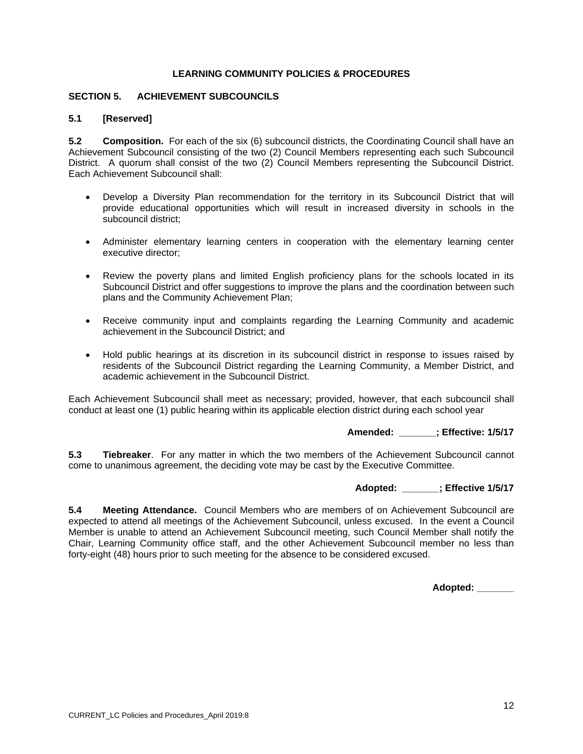**LEARNING COMMUNITY POLICIES & PROCEDURES**

## SECTION 5. ACHIEVEMENT SUBCOUNCILS

### 5.1 [Reserved]

**5.2 Composition.** For each of the six (6) subcouncil districts, the Coordinating Council shall have an Achievement Subcouncil consisting of the two (2) Council Members representing each such Subcouncil District. A quorum shall consist of the two (2) Council Members representing the Subcouncil District. Each Achievement Subcouncil shall:

- Develop a Diversity Plan recommendation for the territory in its Subcouncil District that will provide educational opportunities which will result in increased diversity in schools in the subcouncil district;
- Administer elementary learning centers in cooperation with the elementary learning center executive director;
- Review the poverty plans and limited English proficiency plans for the schools located in its Subcouncil District and offer suggestions to improve the plans and the coordination between such plans and the Community Achievement Plan;
- Receive community input and complaints regarding the Learning Community and academic achievement in the Subcouncil District; and
- Hold public hearings at its discretion in its subcouncil district in response to issues raised by residents of the Subcouncil District regarding the Learning Community, a Member District, and academic achievement in the Subcouncil District.

Each Achievement Subcouncil shall meet as necessary; provided, however, that each subcouncil shall conduct at least one (1) public hearing within its applicable election district during each school year

**Amended: _______; Effective: 1/5/17**

**5.3 Tiebreaker**. For any matter in which the two members of the Achievement Subcouncil cannot come to unanimous agreement, the deciding vote may be cast by the Executive Committee.

**Adopted: _______; Effective 1/5/17**

**5.4 Meeting Attendance.** Council Members who are members of on Achievement Subcouncil are expected to attend all meetings of the Achievement Subcouncil, unless excused. In the event a Council Member is unable to attend an Achievement Subcouncil meeting, such Council Member shall notify the Chair, Learning Community office staff, and the other Achievement Subcouncil member no less than forty-eight (48) hours prior to such meeting for the absence to be considered excused.

**Adopted: _______**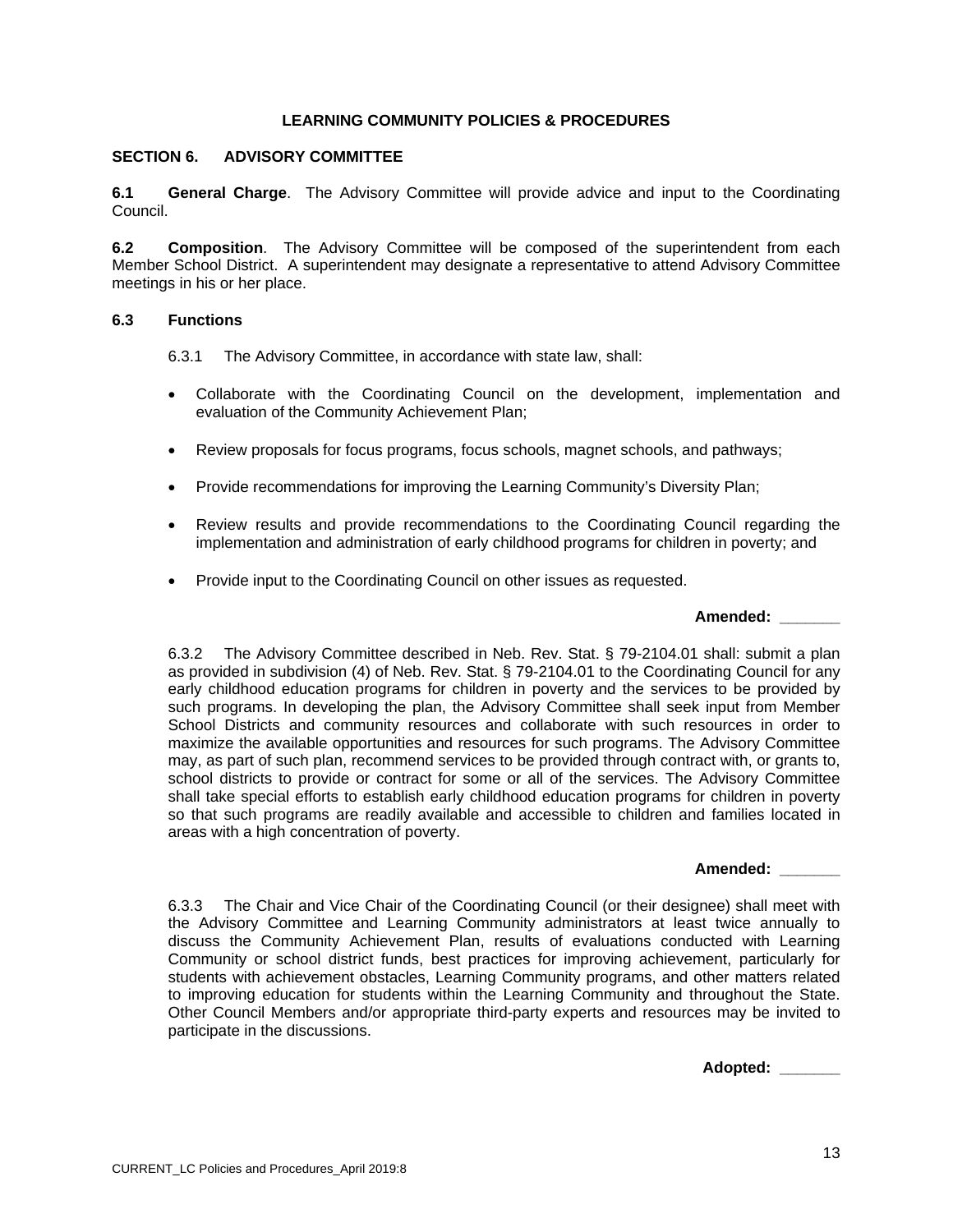**LEARNING COMMUNITY POLICIES & PROCEDURES**

## SECTION 6. ADVISORY COMMITTEE

**6.1 General Charge**. The Advisory Committee will provide advice and input to the Coordinating Council.

**6.2 Composition**. The Advisory Committee will be composed of the superintendent from each Member School District. A superintendent may designate a representative to attend Advisory Committee meetings in his or her place.

**6.3 Functions**

6.3.1 The Advisory Committee, in accordance with state law, shall:

- Collaborate with the Coordinating Council on the development, implementation and evaluation of the Community Achievement Plan;
- Review proposals for focus programs, focus schools, magnet schools, and pathways;
- Provide recommendations for improving the Learning Community's Diversity Plan;
- Review results and provide recommendations to the Coordinating Council regarding the implementation and administration of early childhood programs for children in poverty; and
- Provide input to the Coordinating Council on other issues as requested.

**Amended: _______**

6.3.2 The Advisory Committee described in Neb. Rev. Stat. § 79-2104.01 shall: submit a plan as provided in subdivision (4) of Neb. Rev. Stat. § 79-2104.01 to the Coordinating Council for any early childhood education programs for children in poverty and the services to be provided by such programs. In developing the plan, the Advisory Committee shall seek input from Member School Districts and community resources and collaborate with such resources in order to maximize the available opportunities and resources for such programs. The Advisory Committee may, as part of such plan, recommend services to be provided through contract with, or grants to, school districts to provide or contract for some or all of the services. The Advisory Committee shall take special efforts to establish early childhood education programs for children in poverty so that such programs are readily available and accessible to children and families located in areas with a high concentration of poverty.

**Amended: _______**

6.3.3 The Chair and Vice Chair of the Coordinating Council (or their designee) shall meet with the Advisory Committee and Learning Community administrators at least twice annually to discuss the Community Achievement Plan, results of evaluations conducted with Learning Community or school district funds, best practices for improving achievement, particularly for students with achievement obstacles, Learning Community programs, and other matters related to improving education for students within the Learning Community and throughout the State. Other Council Members and/or appropriate third-party experts and resources may be invited to participate in the discussions.

**Adopted: _______**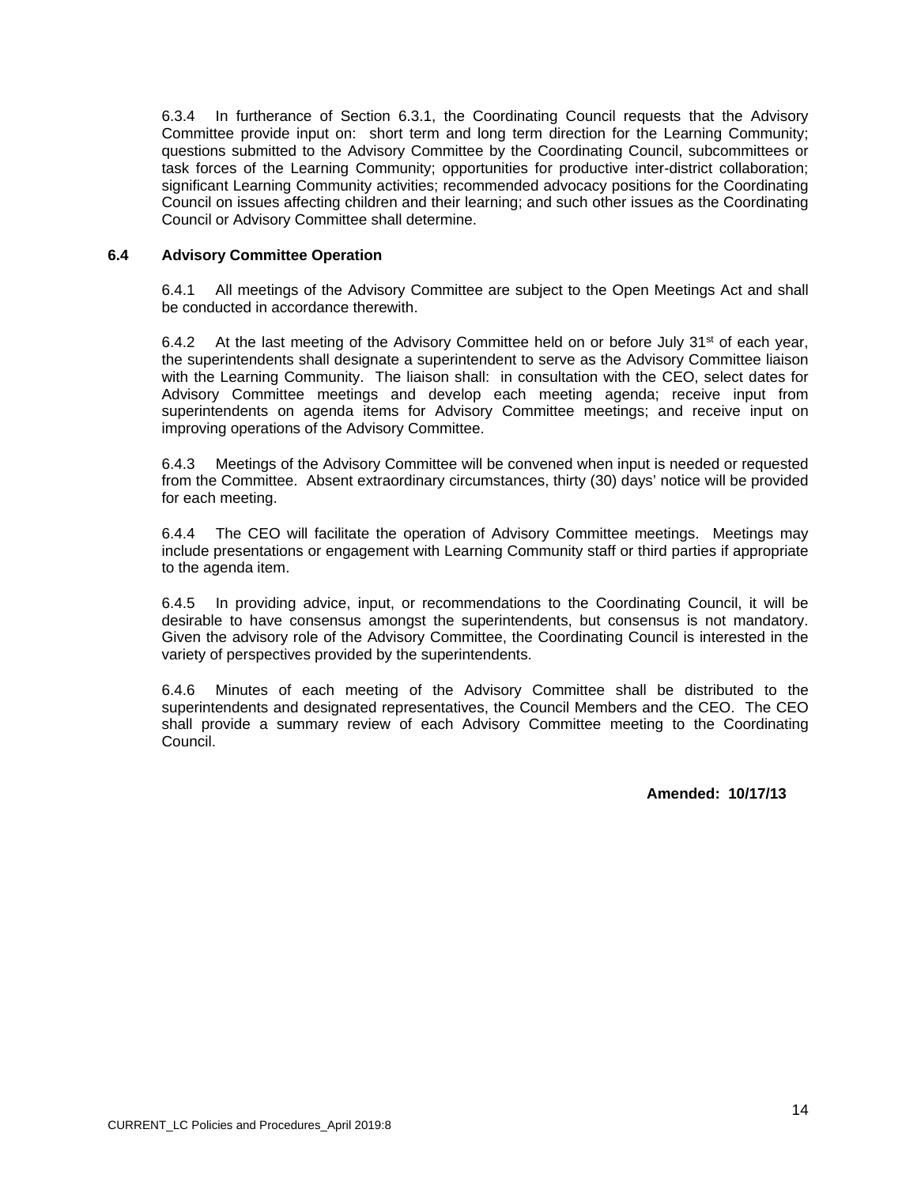6.3.4 In furtherance of Section 6.3.1, the Coordinating Council requests that the Advisory Committee provide input on: short term and long term direction for the Learning Community; questions submitted to the Advisory Committee by the Coordinating Council, subcommittees or task forces of the Learning Community; opportunities for productive inter-district collaboration; significant Learning Community activities; recommended advocacy positions for the Coordinating Council on issues affecting children and their learning; and such other issues as the Coordinating Council or Advisory Committee shall determine.

### 6.4 Advisory Committee Operation

6.4.1 All meetings of the Advisory Committee are subject to the Open Meetings Act and shall be conducted in accordance therewith.

6.4.2 At the last meeting of the Advisory Committee held on or before July 31st of each year, the superintendents shall designate a superintendent to serve as the Advisory Committee liaison with the Learning Community. The liaison shall: in consultation with the CEO, select dates for Advisory Committee meetings and develop each meeting agenda; receive input from superintendents on agenda items for Advisory Committee meetings; and receive input on improving operations of the Advisory Committee.

6.4.3 Meetings of the Advisory Committee will be convened when input is needed or requested from the Committee. Absent extraordinary circumstances, thirty (30) days' notice will be provided for each meeting.

6.4.4 The CEO will facilitate the operation of Advisory Committee meetings. Meetings may include presentations or engagement with Learning Community staff or third parties if appropriate to the agenda item.

6.4.5 In providing advice, input, or recommendations to the Coordinating Council, it will be desirable to have consensus amongst the superintendents, but consensus is not mandatory. Given the advisory role of the Advisory Committee, the Coordinating Council is interested in the variety of perspectives provided by the superintendents.

6.4.6 Minutes of each meeting of the Advisory Committee shall be distributed to the superintendents and designated representatives, the Council Members and the CEO. The CEO shall provide a summary review of each Advisory Committee meeting to the Coordinating Council.

**Amended: 10/17/13**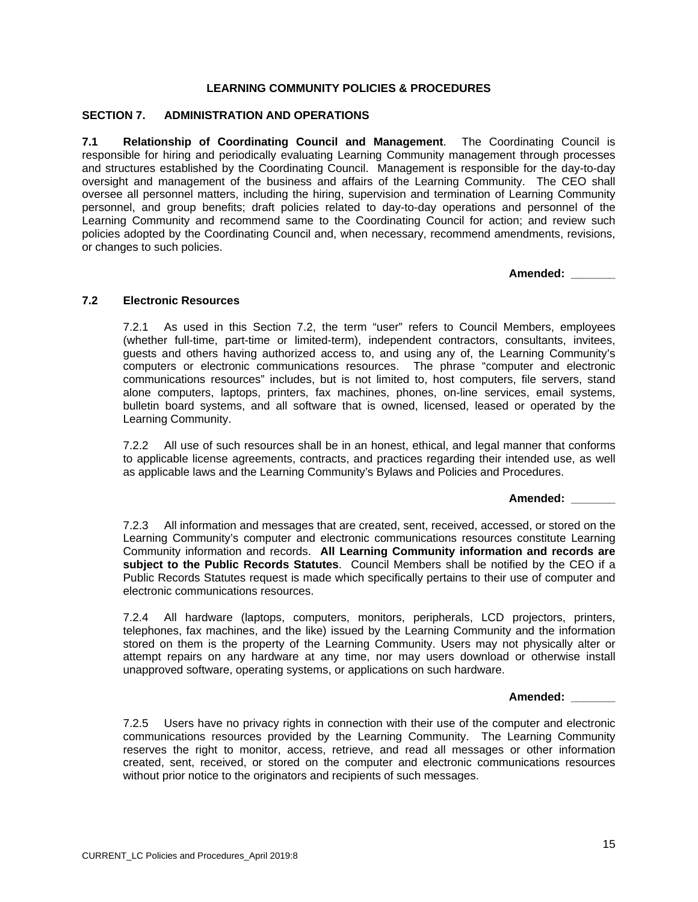**LEARNING COMMUNITY POLICIES & PROCEDURES**

## SECTION 7. ADMINISTRATION AND OPERATIONS

**7.1 Relationship of Coordinating Council and Management**. The Coordinating Council is responsible for hiring and periodically evaluating Learning Community management through processes and structures established by the Coordinating Council. Management is responsible for the day-to-day oversight and management of the business and affairs of the Learning Community. The CEO shall oversee all personnel matters, including the hiring, supervision and termination of Learning Community personnel, and group benefits; draft policies related to day-to-day operations and personnel of the Learning Community and recommend same to the Coordinating Council for action; and review such policies adopted by the Coordinating Council and, when necessary, recommend amendments, revisions, or changes to such policies.

**Amended: _______**

**7.2 Electronic Resources**

7.2.1 As used in this Section 7.2, the term "user" refers to Council Members, employees (whether full-time, part-time or limited-term), independent contractors, consultants, invitees, guests and others having authorized access to, and using any of, the Learning Community's computers or electronic communications resources. The phrase "computer and electronic communications resources" includes, but is not limited to, host computers, file servers, stand alone computers, laptops, printers, fax machines, phones, on-line services, email systems, bulletin board systems, and all software that is owned, licensed, leased or operated by the Learning Community.

7.2.2 All use of such resources shall be in an honest, ethical, and legal manner that conforms to applicable license agreements, contracts, and practices regarding their intended use, as well as applicable laws and the Learning Community's Bylaws and Policies and Procedures.

**Amended: _______**

7.2.3 All information and messages that are created, sent, received, accessed, or stored on the Learning Community's computer and electronic communications resources constitute Learning Community information and records. **All Learning Community information and records are subject to the Public Records Statutes**. Council Members shall be notified by the CEO if a Public Records Statutes request is made which specifically pertains to their use of computer and electronic communications resources.

7.2.4 All hardware (laptops, computers, monitors, peripherals, LCD projectors, printers, telephones, fax machines, and the like) issued by the Learning Community and the information stored on them is the property of the Learning Community. Users may not physically alter or attempt repairs on any hardware at any time, nor may users download or otherwise install unapproved software, operating systems, or applications on such hardware.

**Amended: _______**

7.2.5 Users have no privacy rights in connection with their use of the computer and electronic communications resources provided by the Learning Community. The Learning Community reserves the right to monitor, access, retrieve, and read all messages or other information created, sent, received, or stored on the computer and electronic communications resources without prior notice to the originators and recipients of such messages.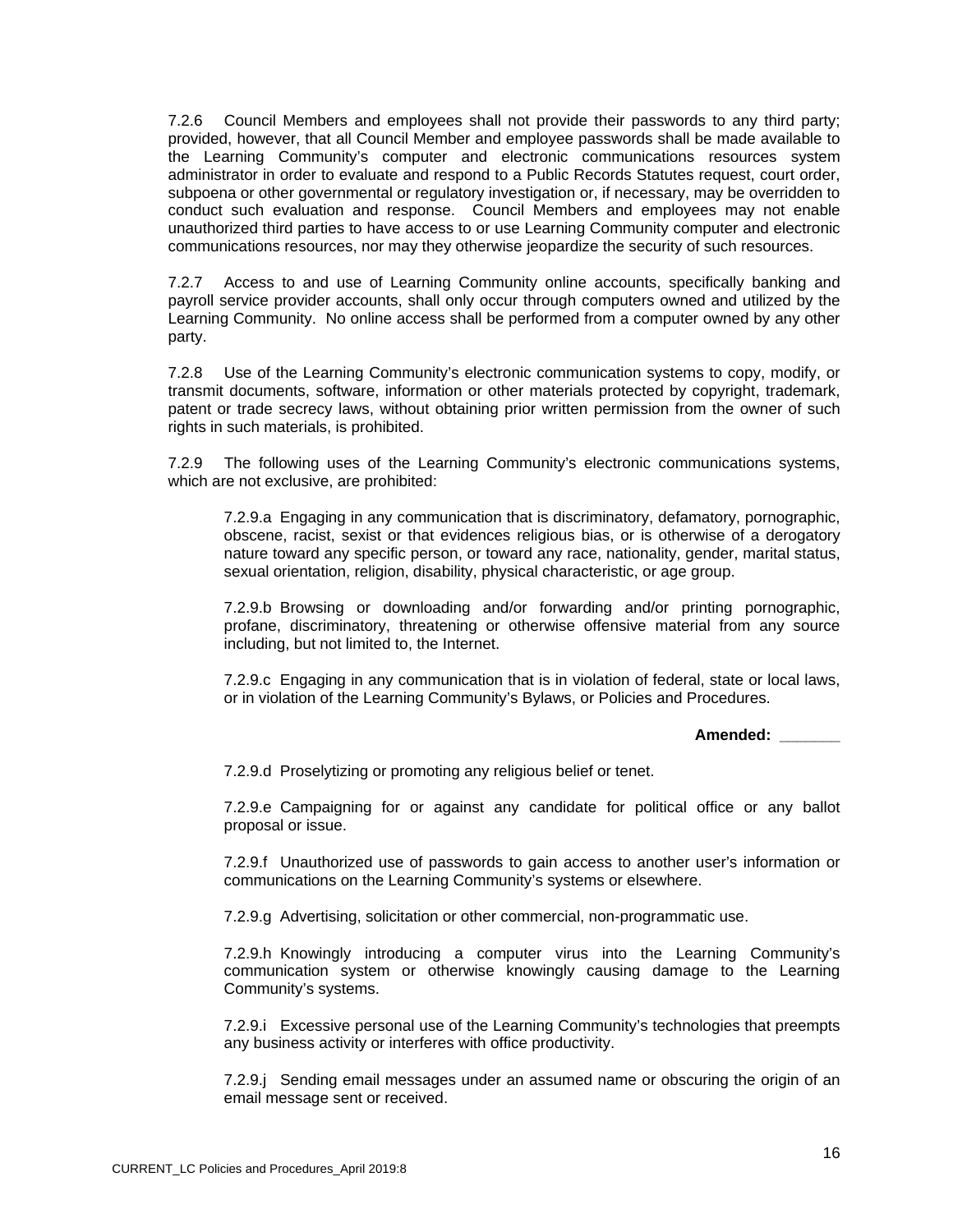7.2.6 Council Members and employees shall not provide their passwords to any third party; provided, however, that all Council Member and employee passwords shall be made available to the Learning Community's computer and electronic communications resources system administrator in order to evaluate and respond to a Public Records Statutes request, court order, subpoena or other governmental or regulatory investigation or, if necessary, may be overridden to conduct such evaluation and response. Council Members and employees may not enable unauthorized third parties to have access to or use Learning Community computer and electronic communications resources, nor may they otherwise jeopardize the security of such resources.

7.2.7 Access to and use of Learning Community online accounts, specifically banking and payroll service provider accounts, shall only occur through computers owned and utilized by the Learning Community. No online access shall be performed from a computer owned by any other party.

7.2.8 Use of the Learning Community's electronic communication systems to copy, modify, or transmit documents, software, information or other materials protected by copyright, trademark, patent or trade secrecy laws, without obtaining prior written permission from the owner of such rights in such materials, is prohibited.

7.2.9 The following uses of the Learning Community's electronic communications systems, which are not exclusive, are prohibited:

> 7.2.9.a Engaging in any communication that is discriminatory, defamatory, pornographic, obscene, racist, sexist or that evidences religious bias, or is otherwise of a derogatory nature toward any specific person, or toward any race, nationality, gender, marital status, sexual orientation, religion, disability, physical characteristic, or age group.
>
> 7.2.9.b Browsing or downloading and/or forwarding and/or printing pornographic, profane, discriminatory, threatening or otherwise offensive material from any source including, but not limited to, the Internet.
>
> 7.2.9.c Engaging in any communication that is in violation of federal, state or local laws, or in violation of the Learning Community's Bylaws, or Policies and Procedures.

**Amended: _______**

> 7.2.9.d Proselytizing or promoting any religious belief or tenet.
>
> 7.2.9.e Campaigning for or against any candidate for political office or any ballot proposal or issue.
>
> 7.2.9.f Unauthorized use of passwords to gain access to another user's information or communications on the Learning Community's systems or elsewhere.
>
> 7.2.9.g Advertising, solicitation or other commercial, non-programmatic use.
>
> 7.2.9.h Knowingly introducing a computer virus into the Learning Community's communication system or otherwise knowingly causing damage to the Learning Community's systems.
>
> 7.2.9.i Excessive personal use of the Learning Community's technologies that preempts any business activity or interferes with office productivity.
>
> 7.2.9.j Sending email messages under an assumed name or obscuring the origin of an email message sent or received.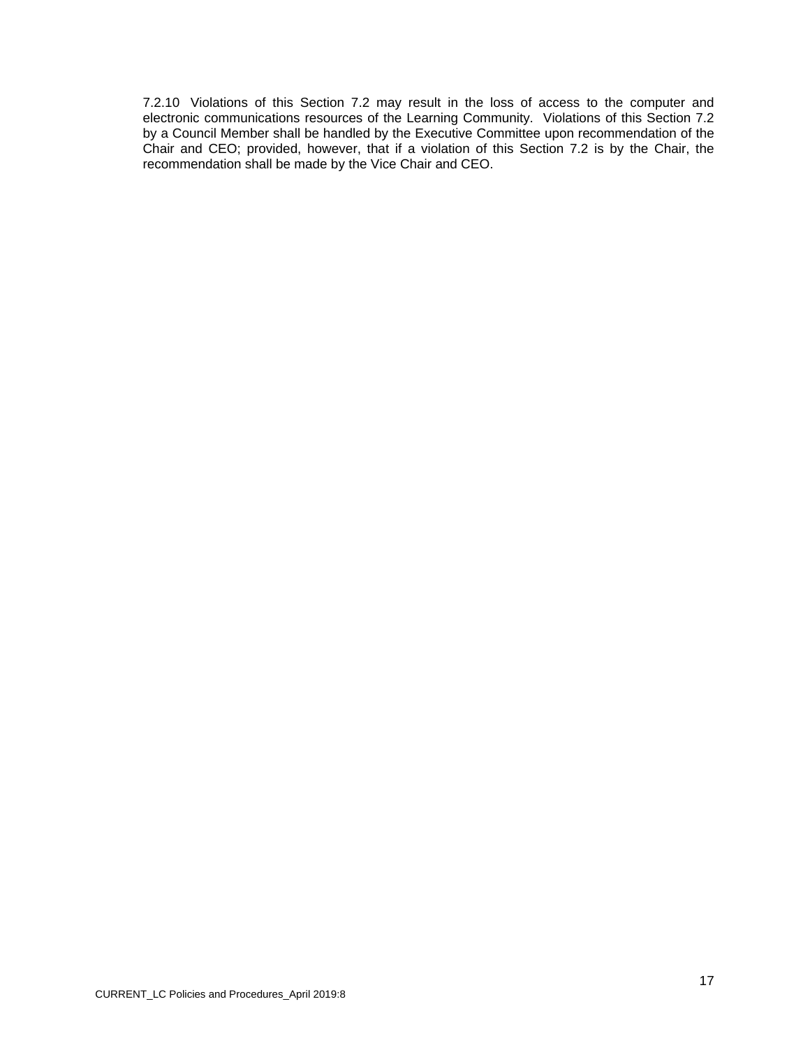7.2.10 Violations of this Section 7.2 may result in the loss of access to the computer and electronic communications resources of the Learning Community. Violations of this Section 7.2 by a Council Member shall be handled by the Executive Committee upon recommendation of the Chair and CEO; provided, however, that if a violation of this Section 7.2 is by the Chair, the recommendation shall be made by the Vice Chair and CEO.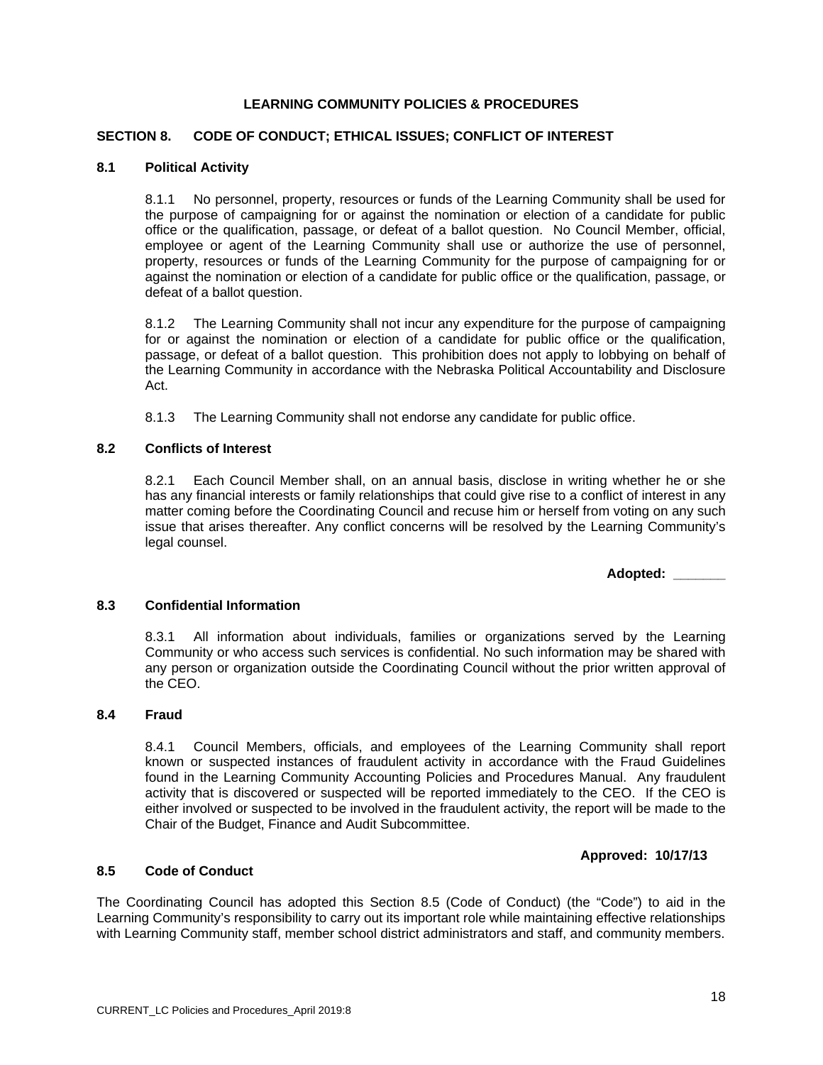**LEARNING COMMUNITY POLICIES & PROCEDURES**

## SECTION 8. CODE OF CONDUCT; ETHICAL ISSUES; CONFLICT OF INTEREST

### 8.1 Political Activity

8.1.1 No personnel, property, resources or funds of the Learning Community shall be used for the purpose of campaigning for or against the nomination or election of a candidate for public office or the qualification, passage, or defeat of a ballot question. No Council Member, official, employee or agent of the Learning Community shall use or authorize the use of personnel, property, resources or funds of the Learning Community for the purpose of campaigning for or against the nomination or election of a candidate for public office or the qualification, passage, or defeat of a ballot question.

8.1.2 The Learning Community shall not incur any expenditure for the purpose of campaigning for or against the nomination or election of a candidate for public office or the qualification, passage, or defeat of a ballot question. This prohibition does not apply to lobbying on behalf of the Learning Community in accordance with the Nebraska Political Accountability and Disclosure Act.

8.1.3 The Learning Community shall not endorse any candidate for public office.

### 8.2 Conflicts of Interest

8.2.1 Each Council Member shall, on an annual basis, disclose in writing whether he or she has any financial interests or family relationships that could give rise to a conflict of interest in any matter coming before the Coordinating Council and recuse him or herself from voting on any such issue that arises thereafter. Any conflict concerns will be resolved by the Learning Community's legal counsel.

**Adopted: _______**

### 8.3 Confidential Information

8.3.1 All information about individuals, families or organizations served by the Learning Community or who access such services is confidential. No such information may be shared with any person or organization outside the Coordinating Council without the prior written approval of the CEO.

### 8.4 Fraud

8.4.1 Council Members, officials, and employees of the Learning Community shall report known or suspected instances of fraudulent activity in accordance with the Fraud Guidelines found in the Learning Community Accounting Policies and Procedures Manual. Any fraudulent activity that is discovered or suspected will be reported immediately to the CEO. If the CEO is either involved or suspected to be involved in the fraudulent activity, the report will be made to the Chair of the Budget, Finance and Audit Subcommittee.

**Approved: 10/17/13**

### 8.5 Code of Conduct

The Coordinating Council has adopted this Section 8.5 (Code of Conduct) (the "Code") to aid in the Learning Community's responsibility to carry out its important role while maintaining effective relationships with Learning Community staff, member school district administrators and staff, and community members.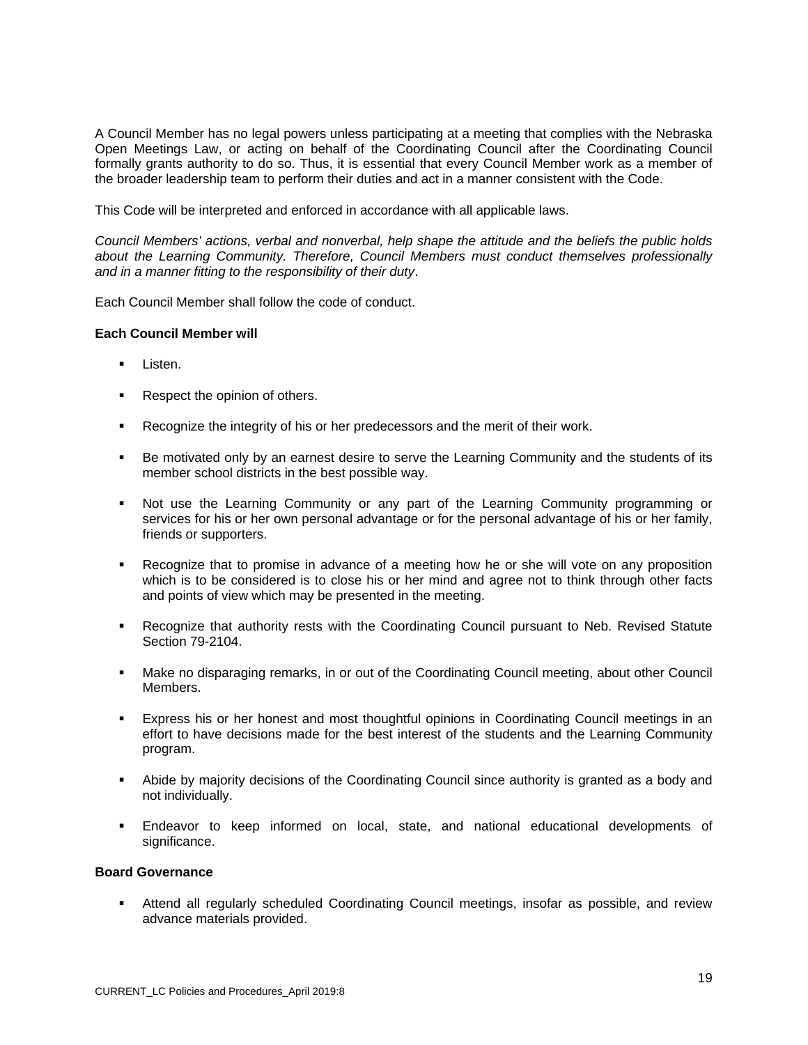A Council Member has no legal powers unless participating at a meeting that complies with the Nebraska Open Meetings Law, or acting on behalf of the Coordinating Council after the Coordinating Council formally grants authority to do so. Thus, it is essential that every Council Member work as a member of the broader leadership team to perform their duties and act in a manner consistent with the Code.

This Code will be interpreted and enforced in accordance with all applicable laws.

*Council Members' actions, verbal and nonverbal, help shape the attitude and the beliefs the public holds about the Learning Community. Therefore, Council Members must conduct themselves professionally and in a manner fitting to the responsibility of their duty*.

Each Council Member shall follow the code of conduct.

**Each Council Member will**

- Listen.
- Respect the opinion of others.
- Recognize the integrity of his or her predecessors and the merit of their work.
- Be motivated only by an earnest desire to serve the Learning Community and the students of its member school districts in the best possible way.
- Not use the Learning Community or any part of the Learning Community programming or services for his or her own personal advantage or for the personal advantage of his or her family, friends or supporters.
- Recognize that to promise in advance of a meeting how he or she will vote on any proposition which is to be considered is to close his or her mind and agree not to think through other facts and points of view which may be presented in the meeting.
- Recognize that authority rests with the Coordinating Council pursuant to Neb. Revised Statute Section 79-2104.
- Make no disparaging remarks, in or out of the Coordinating Council meeting, about other Council Members.
- Express his or her honest and most thoughtful opinions in Coordinating Council meetings in an effort to have decisions made for the best interest of the students and the Learning Community program.
- Abide by majority decisions of the Coordinating Council since authority is granted as a body and not individually.
- Endeavor to keep informed on local, state, and national educational developments of significance.

**Board Governance**

- Attend all regularly scheduled Coordinating Council meetings, insofar as possible, and review advance materials provided.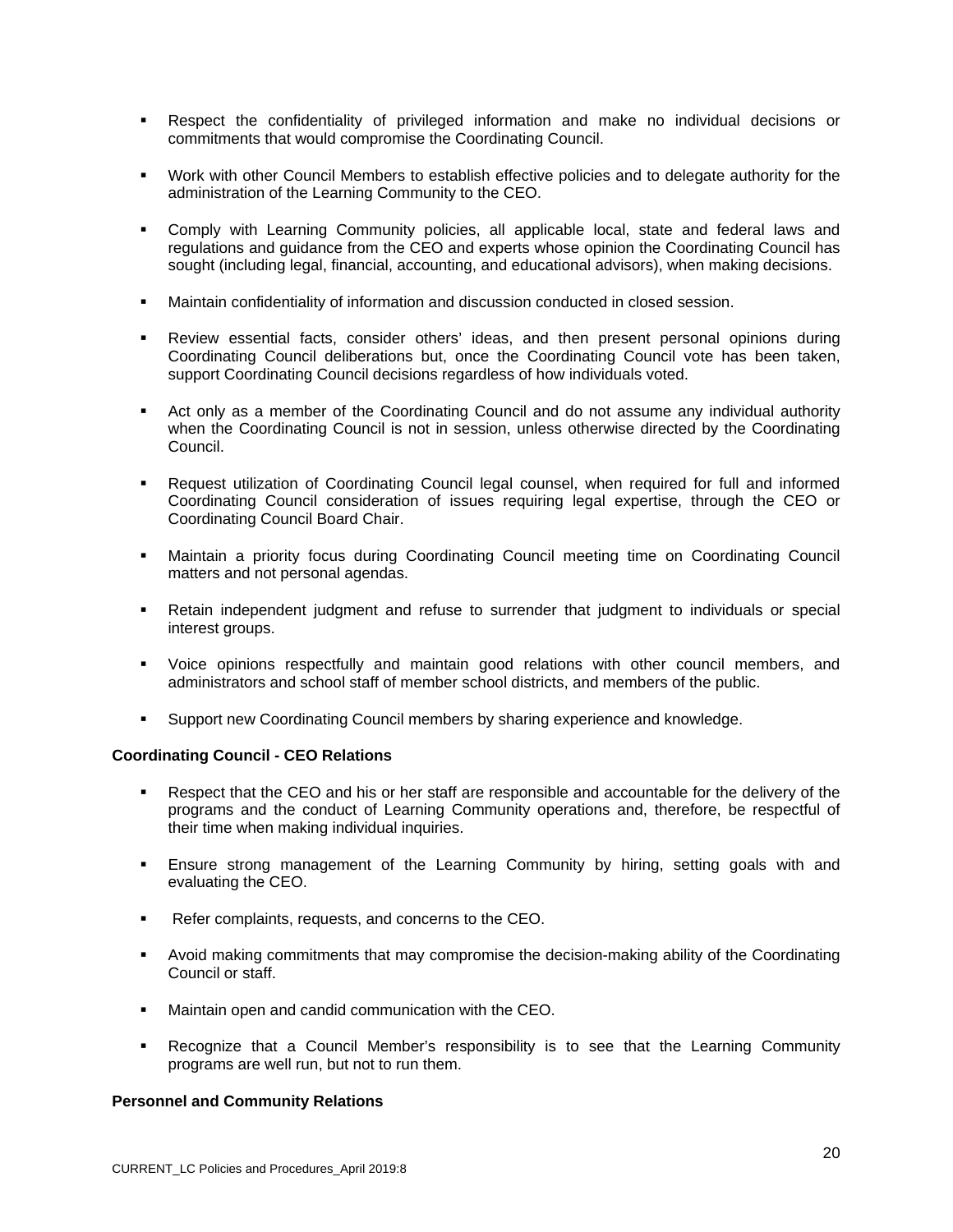- Respect the confidentiality of privileged information and make no individual decisions or commitments that would compromise the Coordinating Council.

- Work with other Council Members to establish effective policies and to delegate authority for the administration of the Learning Community to the CEO.

- Comply with Learning Community policies, all applicable local, state and federal laws and regulations and guidance from the CEO and experts whose opinion the Coordinating Council has sought (including legal, financial, accounting, and educational advisors), when making decisions.

- Maintain confidentiality of information and discussion conducted in closed session.

- Review essential facts, consider others' ideas, and then present personal opinions during Coordinating Council deliberations but, once the Coordinating Council vote has been taken, support Coordinating Council decisions regardless of how individuals voted.

- Act only as a member of the Coordinating Council and do not assume any individual authority when the Coordinating Council is not in session, unless otherwise directed by the Coordinating Council.

- Request utilization of Coordinating Council legal counsel, when required for full and informed Coordinating Council consideration of issues requiring legal expertise, through the CEO or Coordinating Council Board Chair.

- Maintain a priority focus during Coordinating Council meeting time on Coordinating Council matters and not personal agendas.

- Retain independent judgment and refuse to surrender that judgment to individuals or special interest groups.

- Voice opinions respectfully and maintain good relations with other council members, and administrators and school staff of member school districts, and members of the public.

- Support new Coordinating Council members by sharing experience and knowledge.

**Coordinating Council - CEO Relations**

- Respect that the CEO and his or her staff are responsible and accountable for the delivery of the programs and the conduct of Learning Community operations and, therefore, be respectful of their time when making individual inquiries.

- Ensure strong management of the Learning Community by hiring, setting goals with and evaluating the CEO.

- Refer complaints, requests, and concerns to the CEO.

- Avoid making commitments that may compromise the decision-making ability of the Coordinating Council or staff.

- Maintain open and candid communication with the CEO.

- Recognize that a Council Member's responsibility is to see that the Learning Community programs are well run, but not to run them.

**Personnel and Community Relations**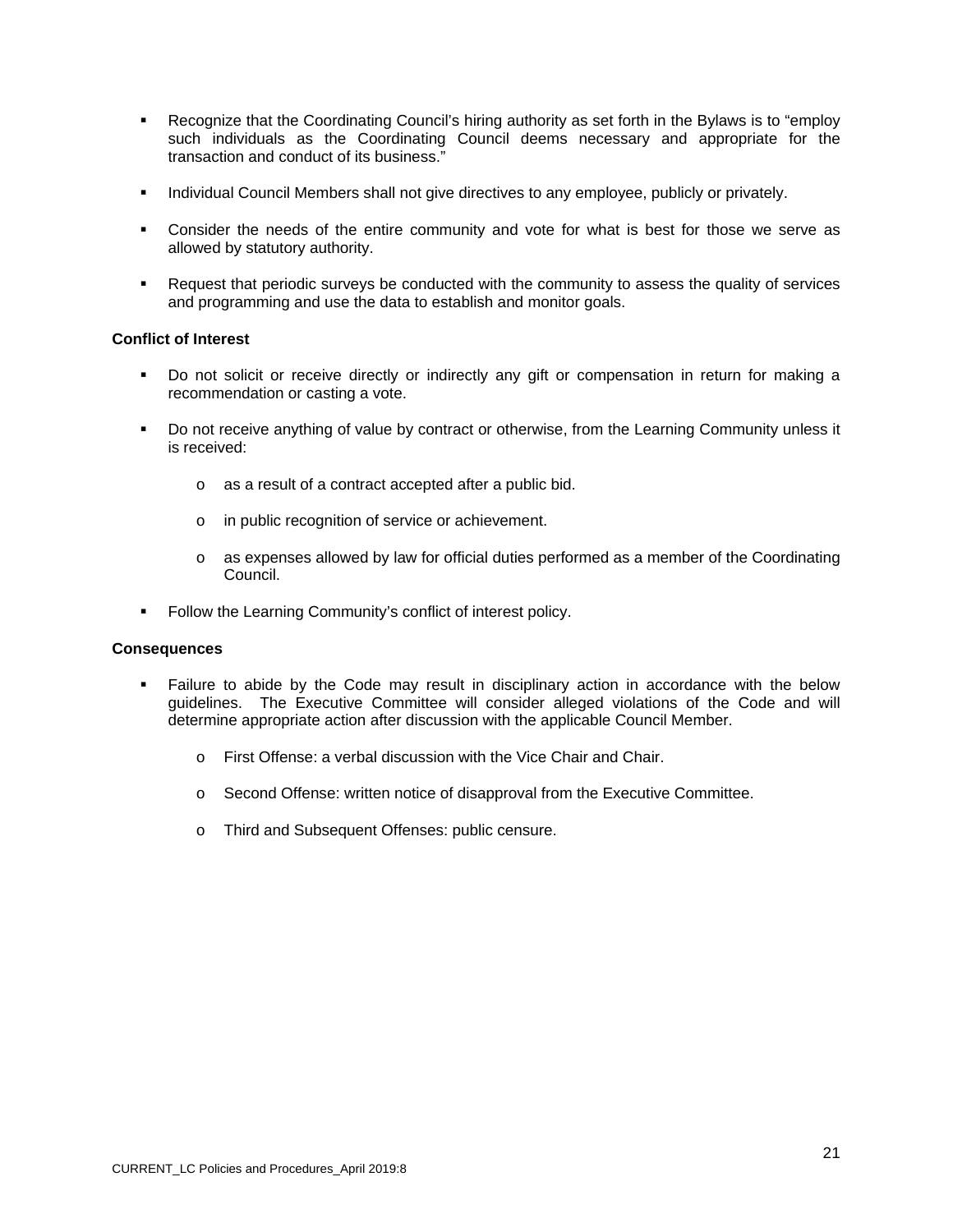- Recognize that the Coordinating Council's hiring authority as set forth in the Bylaws is to "employ such individuals as the Coordinating Council deems necessary and appropriate for the transaction and conduct of its business."

- Individual Council Members shall not give directives to any employee, publicly or privately.

- Consider the needs of the entire community and vote for what is best for those we serve as allowed by statutory authority.

- Request that periodic surveys be conducted with the community to assess the quality of services and programming and use the data to establish and monitor goals.

**Conflict of Interest**

- Do not solicit or receive directly or indirectly any gift or compensation in return for making a recommendation or casting a vote.

- Do not receive anything of value by contract or otherwise, from the Learning Community unless it is received:

    - as a result of a contract accepted after a public bid.

    - in public recognition of service or achievement.

    - as expenses allowed by law for official duties performed as a member of the Coordinating Council.

- Follow the Learning Community's conflict of interest policy.

**Consequences**

- Failure to abide by the Code may result in disciplinary action in accordance with the below guidelines. The Executive Committee will consider alleged violations of the Code and will determine appropriate action after discussion with the applicable Council Member.

    - First Offense: a verbal discussion with the Vice Chair and Chair.

    - Second Offense: written notice of disapproval from the Executive Committee.

    - Third and Subsequent Offenses: public censure.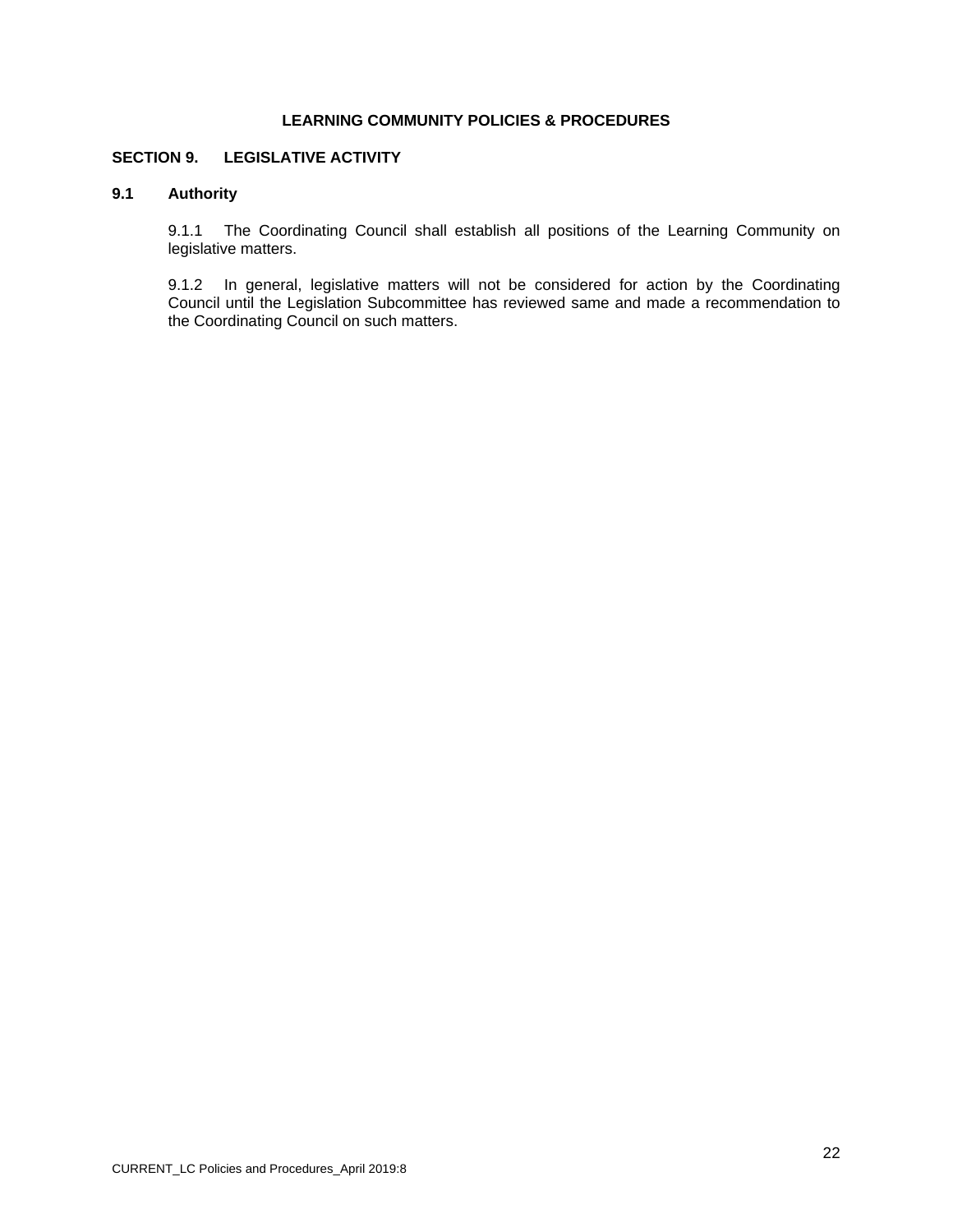**LEARNING COMMUNITY POLICIES & PROCEDURES**

## SECTION 9. LEGISLATIVE ACTIVITY

### 9.1 Authority

9.1.1 The Coordinating Council shall establish all positions of the Learning Community on legislative matters.

9.1.2 In general, legislative matters will not be considered for action by the Coordinating Council until the Legislation Subcommittee has reviewed same and made a recommendation to the Coordinating Council on such matters.